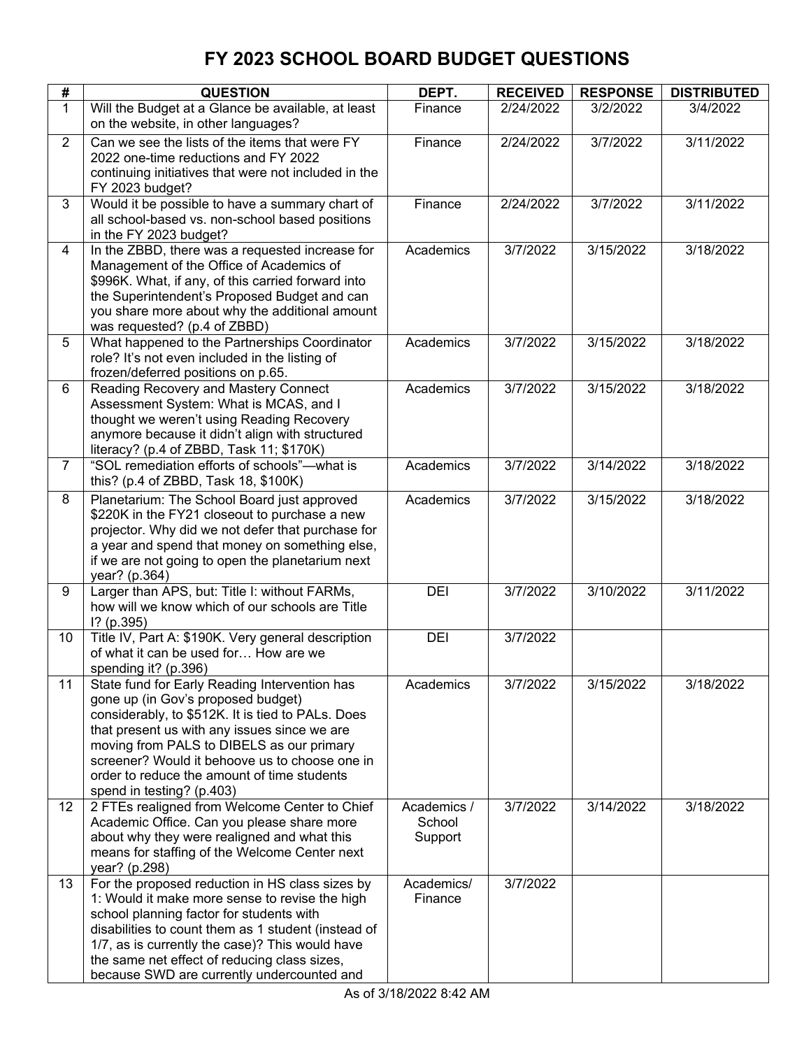# FY 2023 SCHOOL BOARD BUDGET QUESTIONS

| # | QUESTION | DEPT. | RECEIVED | RESPONSE | DISTRIBUTED |
|---|---|---|---|---|---|
| 1 | Will the Budget at a Glance be available, at least on the website, in other languages? | Finance | 2/24/2022 | 3/2/2022 | 3/4/2022 |
| 2 | Can we see the lists of the items that were FY 2022 one-time reductions and FY 2022 continuing initiatives that were not included in the FY 2023 budget? | Finance | 2/24/2022 | 3/7/2022 | 3/11/2022 |
| 3 | Would it be possible to have a summary chart of all school-based vs. non-school based positions in the FY 2023 budget? | Finance | 2/24/2022 | 3/7/2022 | 3/11/2022 |
| 4 | In the ZBBD, there was a requested increase for Management of the Office of Academics of $996K. What, if any, of this carried forward into the Superintendent's Proposed Budget and can you share more about why the additional amount was requested? (p.4 of ZBBD) | Academics | 3/7/2022 | 3/15/2022 | 3/18/2022 |
| 5 | What happened to the Partnerships Coordinator role? It's not even included in the listing of frozen/deferred positions on p.65. | Academics | 3/7/2022 | 3/15/2022 | 3/18/2022 |
| 6 | Reading Recovery and Mastery Connect Assessment System: What is MCAS, and I thought we weren't using Reading Recovery anymore because it didn't align with structured literacy? (p.4 of ZBBD, Task 11; $170K) | Academics | 3/7/2022 | 3/15/2022 | 3/18/2022 |
| 7 | "SOL remediation efforts of schools"—what is this? (p.4 of ZBBD, Task 18, $100K) | Academics | 3/7/2022 | 3/14/2022 | 3/18/2022 |
| 8 | Planetarium: The School Board just approved $220K in the FY21 closeout to purchase a new projector. Why did we not defer that purchase for a year and spend that money on something else, if we are not going to open the planetarium next year? (p.364) | Academics | 3/7/2022 | 3/15/2022 | 3/18/2022 |
| 9 | Larger than APS, but: Title I: without FARMs, how will we know which of our schools are Title I? (p.395) | DEI | 3/7/2022 | 3/10/2022 | 3/11/2022 |
| 10 | Title IV, Part A: $190K. Very general description of what it can be used for… How are we spending it? (p.396) | DEI | 3/7/2022 | | |
| 11 | State fund for Early Reading Intervention has gone up (in Gov's proposed budget) considerably, to $512K. It is tied to PALs. Does that present us with any issues since we are moving from PALS to DIBELS as our primary screener? Would it behoove us to choose one in order to reduce the amount of time students spend in testing? (p.403) | Academics | 3/7/2022 | 3/15/2022 | 3/18/2022 |
| 12 | 2 FTEs realigned from Welcome Center to Chief Academic Office. Can you please share more about why they were realigned and what this means for staffing of the Welcome Center next year? (p.298) | Academics / School Support | 3/7/2022 | 3/14/2022 | 3/18/2022 |
| 13 | For the proposed reduction in HS class sizes by 1: Would it make more sense to revise the high school planning factor for students with disabilities to count them as 1 student (instead of 1/7, as is currently the case)? This would have the same net effect of reducing class sizes, because SWD are currently undercounted and | Academics/ Finance | 3/7/2022 | | |

As of 3/18/2022 8:42 AM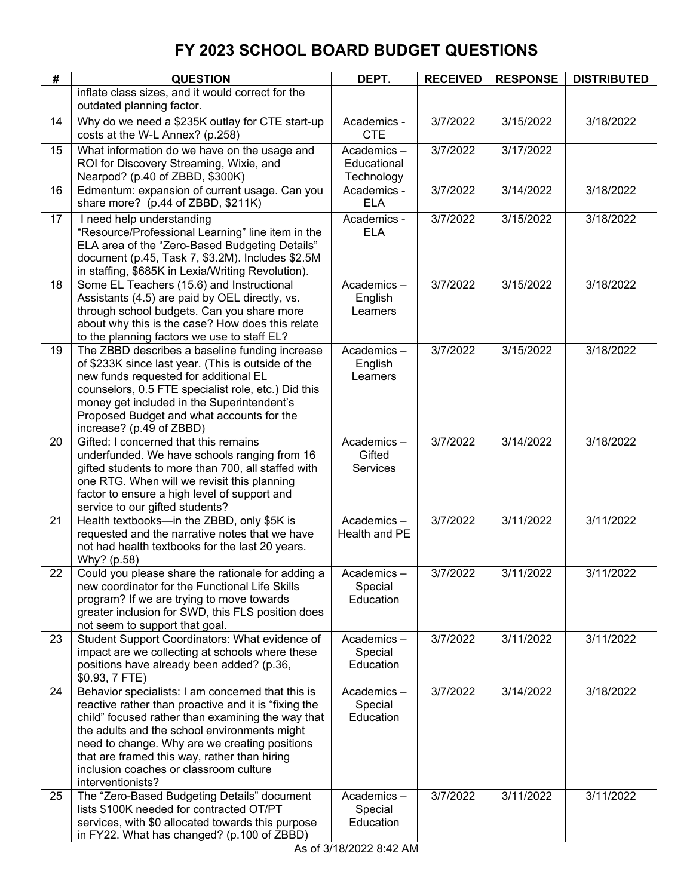# FY 2023 SCHOOL BOARD BUDGET QUESTIONS

| # | QUESTION | DEPT. | RECEIVED | RESPONSE | DISTRIBUTED |
|---|---|---|---|---|---|
| | inflate class sizes, and it would correct for the outdated planning factor. | | | | |
| 14 | Why do we need a $235K outlay for CTE start-up costs at the W-L Annex? (p.258) | Academics - CTE | 3/7/2022 | 3/15/2022 | 3/18/2022 |
| 15 | What information do we have on the usage and ROI for Discovery Streaming, Wixie, and Nearpod? (p.40 of ZBBD, $300K) | Academics – Educational Technology | 3/7/2022 | 3/17/2022 | |
| 16 | Edmentum: expansion of current usage. Can you share more? (p.44 of ZBBD, $211K) | Academics - ELA | 3/7/2022 | 3/14/2022 | 3/18/2022 |
| 17 | I need help understanding "Resource/Professional Learning" line item in the ELA area of the "Zero-Based Budgeting Details" document (p.45, Task 7, $3.2M). Includes $2.5M in staffing, $685K in Lexia/Writing Revolution). | Academics - ELA | 3/7/2022 | 3/15/2022 | 3/18/2022 |
| 18 | Some EL Teachers (15.6) and Instructional Assistants (4.5) are paid by OEL directly, vs. through school budgets. Can you share more about why this is the case? How does this relate to the planning factors we use to staff EL? | Academics – English Learners | 3/7/2022 | 3/15/2022 | 3/18/2022 |
| 19 | The ZBBD describes a baseline funding increase of $233K since last year. (This is outside of the new funds requested for additional EL counselors, 0.5 FTE specialist role, etc.) Did this money get included in the Superintendent's Proposed Budget and what accounts for the increase? (p.49 of ZBBD) | Academics – English Learners | 3/7/2022 | 3/15/2022 | 3/18/2022 |
| 20 | Gifted: I concerned that this remains underfunded. We have schools ranging from 16 gifted students to more than 700, all staffed with one RTG. When will we revisit this planning factor to ensure a high level of support and service to our gifted students? | Academics – Gifted Services | 3/7/2022 | 3/14/2022 | 3/18/2022 |
| 21 | Health textbooks—in the ZBBD, only $5K is requested and the narrative notes that we have not had health textbooks for the last 20 years. Why? (p.58) | Academics – Health and PE | 3/7/2022 | 3/11/2022 | 3/11/2022 |
| 22 | Could you please share the rationale for adding a new coordinator for the Functional Life Skills program? If we are trying to move towards greater inclusion for SWD, this FLS position does not seem to support that goal. | Academics – Special Education | 3/7/2022 | 3/11/2022 | 3/11/2022 |
| 23 | Student Support Coordinators: What evidence of impact are we collecting at schools where these positions have already been added? (p.36, $0.93, 7 FTE) | Academics – Special Education | 3/7/2022 | 3/11/2022 | 3/11/2022 |
| 24 | Behavior specialists: I am concerned that this is reactive rather than proactive and it is "fixing the child" focused rather than examining the way that the adults and the school environments might need to change. Why are we creating positions that are framed this way, rather than hiring inclusion coaches or classroom culture interventionists? | Academics – Special Education | 3/7/2022 | 3/14/2022 | 3/18/2022 |
| 25 | The "Zero-Based Budgeting Details" document lists $100K needed for contracted OT/PT services, with $0 allocated towards this purpose in FY22. What has changed? (p.100 of ZBBD) | Academics – Special Education | 3/7/2022 | 3/11/2022 | 3/11/2022 |

As of 3/18/2022 8:42 AM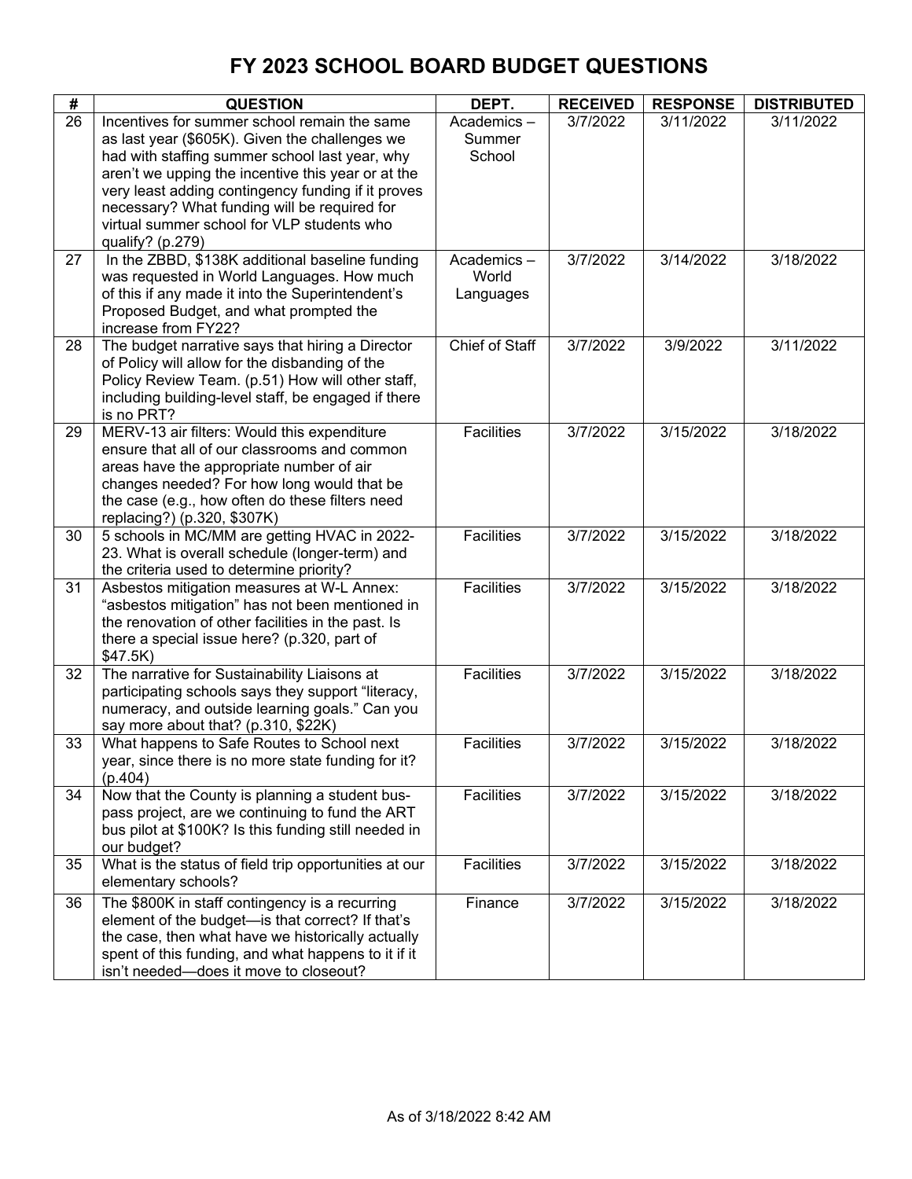# FY 2023 SCHOOL BOARD BUDGET QUESTIONS

| # | QUESTION | DEPT. | RECEIVED | RESPONSE | DISTRIBUTED |
|---|---|---|---|---|---|
| 26 | Incentives for summer school remain the same as last year ($605K). Given the challenges we had with staffing summer school last year, why aren't we upping the incentive this year or at the very least adding contingency funding if it proves necessary? What funding will be required for virtual summer school for VLP students who qualify? (p.279) | Academics – Summer School | 3/7/2022 | 3/11/2022 | 3/11/2022 |
| 27 | In the ZBBD, $138K additional baseline funding was requested in World Languages. How much of this if any made it into the Superintendent's Proposed Budget, and what prompted the increase from FY22? | Academics – World Languages | 3/7/2022 | 3/14/2022 | 3/18/2022 |
| 28 | The budget narrative says that hiring a Director of Policy will allow for the disbanding of the Policy Review Team. (p.51) How will other staff, including building-level staff, be engaged if there is no PRT? | Chief of Staff | 3/7/2022 | 3/9/2022 | 3/11/2022 |
| 29 | MERV-13 air filters: Would this expenditure ensure that all of our classrooms and common areas have the appropriate number of air changes needed? For how long would that be the case (e.g., how often do these filters need replacing?) (p.320, $307K) | Facilities | 3/7/2022 | 3/15/2022 | 3/18/2022 |
| 30 | 5 schools in MC/MM are getting HVAC in 2022-23. What is overall schedule (longer-term) and the criteria used to determine priority? | Facilities | 3/7/2022 | 3/15/2022 | 3/18/2022 |
| 31 | Asbestos mitigation measures at W-L Annex: "asbestos mitigation" has not been mentioned in the renovation of other facilities in the past. Is there a special issue here? (p.320, part of $47.5K) | Facilities | 3/7/2022 | 3/15/2022 | 3/18/2022 |
| 32 | The narrative for Sustainability Liaisons at participating schools says they support "literacy, numeracy, and outside learning goals." Can you say more about that? (p.310, $22K) | Facilities | 3/7/2022 | 3/15/2022 | 3/18/2022 |
| 33 | What happens to Safe Routes to School next year, since there is no more state funding for it? (p.404) | Facilities | 3/7/2022 | 3/15/2022 | 3/18/2022 |
| 34 | Now that the County is planning a student bus-pass project, are we continuing to fund the ART bus pilot at $100K? Is this funding still needed in our budget? | Facilities | 3/7/2022 | 3/15/2022 | 3/18/2022 |
| 35 | What is the status of field trip opportunities at our elementary schools? | Facilities | 3/7/2022 | 3/15/2022 | 3/18/2022 |
| 36 | The $800K in staff contingency is a recurring element of the budget—is that correct? If that's the case, then what have we historically actually spent of this funding, and what happens to it if it isn't needed—does it move to closeout? | Finance | 3/7/2022 | 3/15/2022 | 3/18/2022 |

As of 3/18/2022 8:42 AM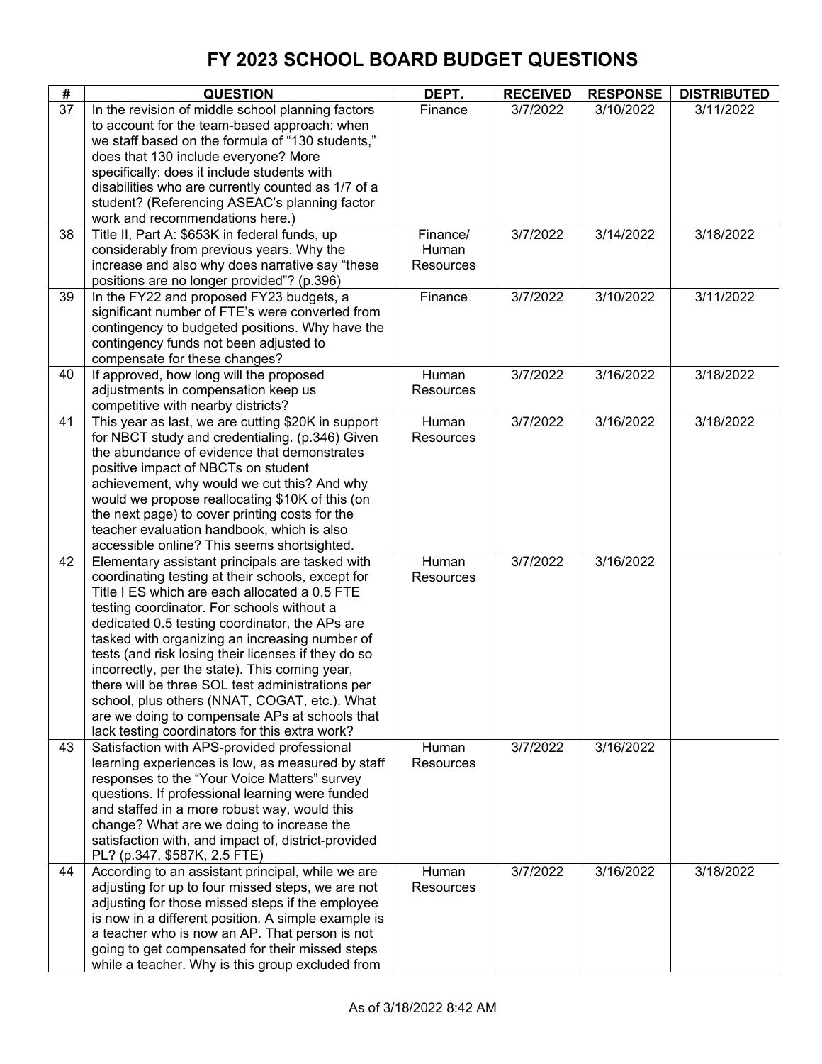# FY 2023 SCHOOL BOARD BUDGET QUESTIONS

| # | QUESTION | DEPT. | RECEIVED | RESPONSE | DISTRIBUTED |
|---|---|---|---|---|---|
| 37 | In the revision of middle school planning factors to account for the team-based approach: when we staff based on the formula of "130 students," does that 130 include everyone? More specifically: does it include students with disabilities who are currently counted as 1/7 of a student? (Referencing ASEAC's planning factor work and recommendations here.) | Finance | 3/7/2022 | 3/10/2022 | 3/11/2022 |
| 38 | Title II, Part A: $653K in federal funds, up considerably from previous years. Why the increase and also why does narrative say "these positions are no longer provided"? (p.396) | Finance/ Human Resources | 3/7/2022 | 3/14/2022 | 3/18/2022 |
| 39 | In the FY22 and proposed FY23 budgets, a significant number of FTE's were converted from contingency to budgeted positions. Why have the contingency funds not been adjusted to compensate for these changes? | Finance | 3/7/2022 | 3/10/2022 | 3/11/2022 |
| 40 | If approved, how long will the proposed adjustments in compensation keep us competitive with nearby districts? | Human Resources | 3/7/2022 | 3/16/2022 | 3/18/2022 |
| 41 | This year as last, we are cutting $20K in support for NBCT study and credentialing. (p.346) Given the abundance of evidence that demonstrates positive impact of NBCTs on student achievement, why would we cut this? And why would we propose reallocating $10K of this (on the next page) to cover printing costs for the teacher evaluation handbook, which is also accessible online? This seems shortsighted. | Human Resources | 3/7/2022 | 3/16/2022 | 3/18/2022 |
| 42 | Elementary assistant principals are tasked with coordinating testing at their schools, except for Title I ES which are each allocated a 0.5 FTE testing coordinator. For schools without a dedicated 0.5 testing coordinator, the APs are tasked with organizing an increasing number of tests (and risk losing their licenses if they do so incorrectly, per the state). This coming year, there will be three SOL test administrations per school, plus others (NNAT, COGAT, etc.). What are we doing to compensate APs at schools that lack testing coordinators for this extra work? | Human Resources | 3/7/2022 | 3/16/2022 | |
| 43 | Satisfaction with APS-provided professional learning experiences is low, as measured by staff responses to the "Your Voice Matters" survey questions. If professional learning were funded and staffed in a more robust way, would this change? What are we doing to increase the satisfaction with, and impact of, district-provided PL? (p.347, $587K, 2.5 FTE) | Human Resources | 3/7/2022 | 3/16/2022 | |
| 44 | According to an assistant principal, while we are adjusting for up to four missed steps, we are not adjusting for those missed steps if the employee is now in a different position. A simple example is a teacher who is now an AP. That person is not going to get compensated for their missed steps while a teacher. Why is this group excluded from | Human Resources | 3/7/2022 | 3/16/2022 | 3/18/2022 |

As of 3/18/2022 8:42 AM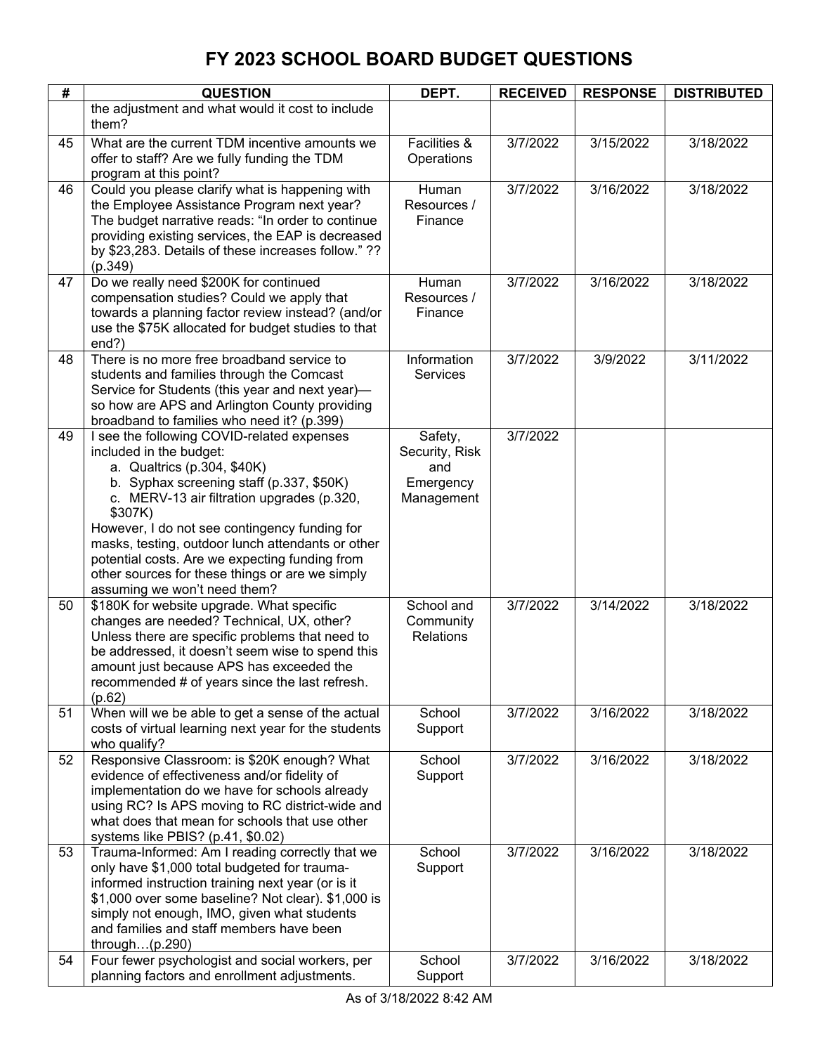# FY 2023 SCHOOL BOARD BUDGET QUESTIONS

| # | QUESTION | DEPT. | RECEIVED | RESPONSE | DISTRIBUTED |
|---|---|---|---|---|---|
| | the adjustment and what would it cost to include them? | | | | |
| 45 | What are the current TDM incentive amounts we offer to staff? Are we fully funding the TDM program at this point? | Facilities & Operations | 3/7/2022 | 3/15/2022 | 3/18/2022 |
| 46 | Could you please clarify what is happening with the Employee Assistance Program next year? The budget narrative reads: "In order to continue providing existing services, the EAP is decreased by $23,283. Details of these increases follow." ?? (p.349) | Human Resources / Finance | 3/7/2022 | 3/16/2022 | 3/18/2022 |
| 47 | Do we really need $200K for continued compensation studies? Could we apply that towards a planning factor review instead? (and/or use the $75K allocated for budget studies to that end?) | Human Resources / Finance | 3/7/2022 | 3/16/2022 | 3/18/2022 |
| 48 | There is no more free broadband service to students and families through the Comcast Service for Students (this year and next year)—so how are APS and Arlington County providing broadband to families who need it? (p.399) | Information Services | 3/7/2022 | 3/9/2022 | 3/11/2022 |
| 49 | I see the following COVID-related expenses included in the budget:<br>a. Qualtrics (p.304, $40K)<br>b. Syphax screening staff (p.337, $50K)<br>c. MERV-13 air filtration upgrades (p.320, $307K)<br>However, I do not see contingency funding for masks, testing, outdoor lunch attendants or other potential costs. Are we expecting funding from other sources for these things or are we simply assuming we won't need them? | Safety, Security, Risk and Emergency Management | 3/7/2022 | | |
| 50 | $180K for website upgrade. What specific changes are needed? Technical, UX, other? Unless there are specific problems that need to be addressed, it doesn't seem wise to spend this amount just because APS has exceeded the recommended # of years since the last refresh. (p.62) | School and Community Relations | 3/7/2022 | 3/14/2022 | 3/18/2022 |
| 51 | When will we be able to get a sense of the actual costs of virtual learning next year for the students who qualify? | School Support | 3/7/2022 | 3/16/2022 | 3/18/2022 |
| 52 | Responsive Classroom: is $20K enough? What evidence of effectiveness and/or fidelity of implementation do we have for schools already using RC? Is APS moving to RC district-wide and what does that mean for schools that use other systems like PBIS? (p.41, $0.02) | School Support | 3/7/2022 | 3/16/2022 | 3/18/2022 |
| 53 | Trauma-Informed: Am I reading correctly that we only have $1,000 total budgeted for trauma-informed instruction training next year (or is it $1,000 over some baseline? Not clear). $1,000 is simply not enough, IMO, given what students and families and staff members have been through…(p.290) | School Support | 3/7/2022 | 3/16/2022 | 3/18/2022 |
| 54 | Four fewer psychologist and social workers, per planning factors and enrollment adjustments. | School Support | 3/7/2022 | 3/16/2022 | 3/18/2022 |

As of 3/18/2022 8:42 AM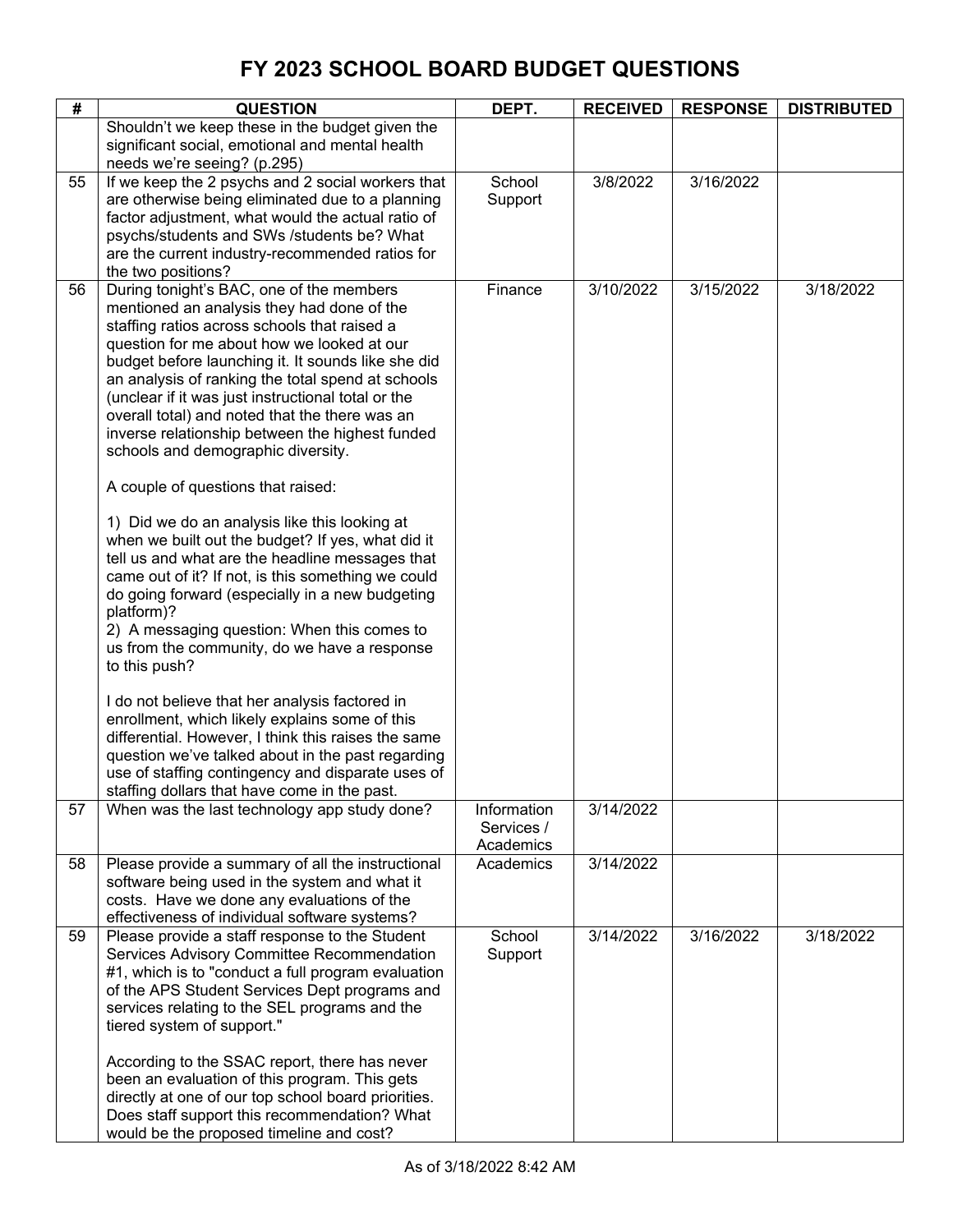# FY 2023 SCHOOL BOARD BUDGET QUESTIONS

| # | QUESTION | DEPT. | RECEIVED | RESPONSE | DISTRIBUTED |
|---|---|---|---|---|---|
| | Shouldn't we keep these in the budget given the significant social, emotional and mental health needs we're seeing? (p.295) | | | | |
| 55 | If we keep the 2 psychs and 2 social workers that are otherwise being eliminated due to a planning factor adjustment, what would the actual ratio of psychs/students and SWs /students be? What are the current industry-recommended ratios for the two positions? | School Support | 3/8/2022 | 3/16/2022 | |
| 56 | During tonight's BAC, one of the members mentioned an analysis they had done of the staffing ratios across schools that raised a question for me about how we looked at our budget before launching it. It sounds like she did an analysis of ranking the total spend at schools (unclear if it was just instructional total or the overall total) and noted that the there was an inverse relationship between the highest funded schools and demographic diversity.<br><br>A couple of questions that raised:<br><br>1) Did we do an analysis like this looking at when we built out the budget? If yes, what did it tell us and what are the headline messages that came out of it? If not, is this something we could do going forward (especially in a new budgeting platform)?<br>2) A messaging question: When this comes to us from the community, do we have a response to this push?<br><br>I do not believe that her analysis factored in enrollment, which likely explains some of this differential. However, I think this raises the same question we've talked about in the past regarding use of staffing contingency and disparate uses of staffing dollars that have come in the past. | Finance | 3/10/2022 | 3/15/2022 | 3/18/2022 |
| 57 | When was the last technology app study done? | Information Services / Academics | 3/14/2022 | | |
| 58 | Please provide a summary of all the instructional software being used in the system and what it costs. Have we done any evaluations of the effectiveness of individual software systems? | Academics | 3/14/2022 | | |
| 59 | Please provide a staff response to the Student Services Advisory Committee Recommendation #1, which is to "conduct a full program evaluation of the APS Student Services Dept programs and services relating to the SEL programs and the tiered system of support."<br><br>According to the SSAC report, there has never been an evaluation of this program. This gets directly at one of our top school board priorities. Does staff support this recommendation? What would be the proposed timeline and cost? | School Support | 3/14/2022 | 3/16/2022 | 3/18/2022 |

As of 3/18/2022 8:42 AM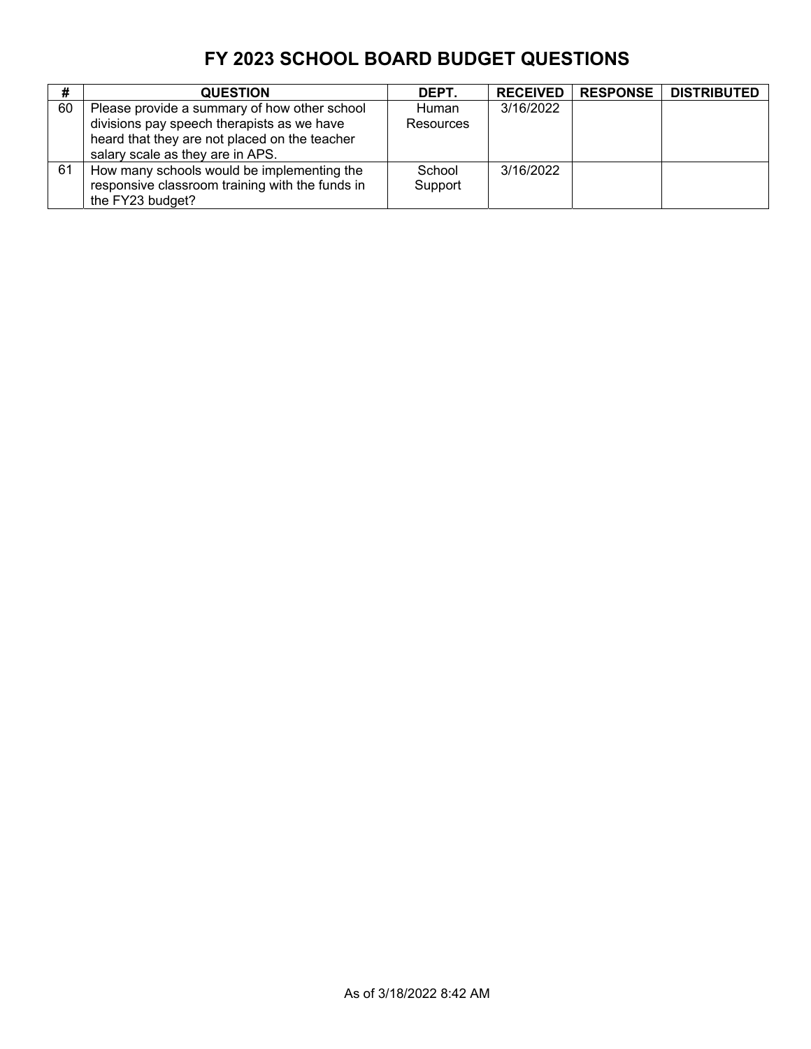# FY 2023 SCHOOL BOARD BUDGET QUESTIONS

| # | QUESTION | DEPT. | RECEIVED | RESPONSE | DISTRIBUTED |
|---|---|---|---|---|---|
| 60 | Please provide a summary of how other school divisions pay speech therapists as we have heard that they are not placed on the teacher salary scale as they are in APS. | Human Resources | 3/16/2022 | | |
| 61 | How many schools would be implementing the responsive classroom training with the funds in the FY23 budget? | School Support | 3/16/2022 | | |

As of 3/18/2022 8:42 AM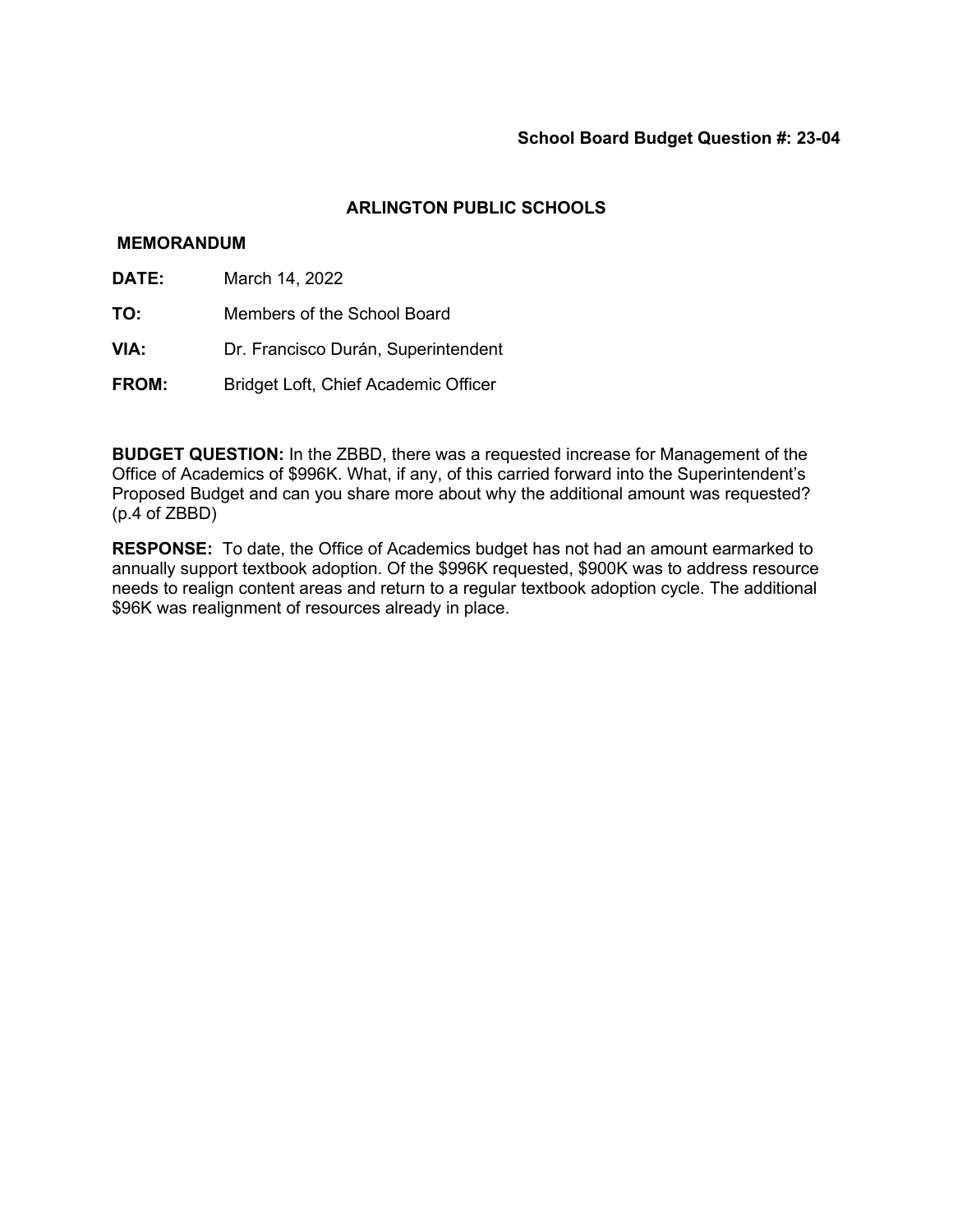**School Board Budget Question #: 23-04**

**ARLINGTON PUBLIC SCHOOLS**

**MEMORANDUM**

**DATE:** March 14, 2022

**TO:** Members of the School Board

**VIA:** Dr. Francisco Durán, Superintendent

**FROM:** Bridget Loft, Chief Academic Officer

**BUDGET QUESTION:** In the ZBBD, there was a requested increase for Management of the Office of Academics of $996K. What, if any, of this carried forward into the Superintendent's Proposed Budget and can you share more about why the additional amount was requested? (p.4 of ZBBD)

**RESPONSE:** To date, the Office of Academics budget has not had an amount earmarked to annually support textbook adoption. Of the $996K requested, $900K was to address resource needs to realign content areas and return to a regular textbook adoption cycle. The additional $96K was realignment of resources already in place.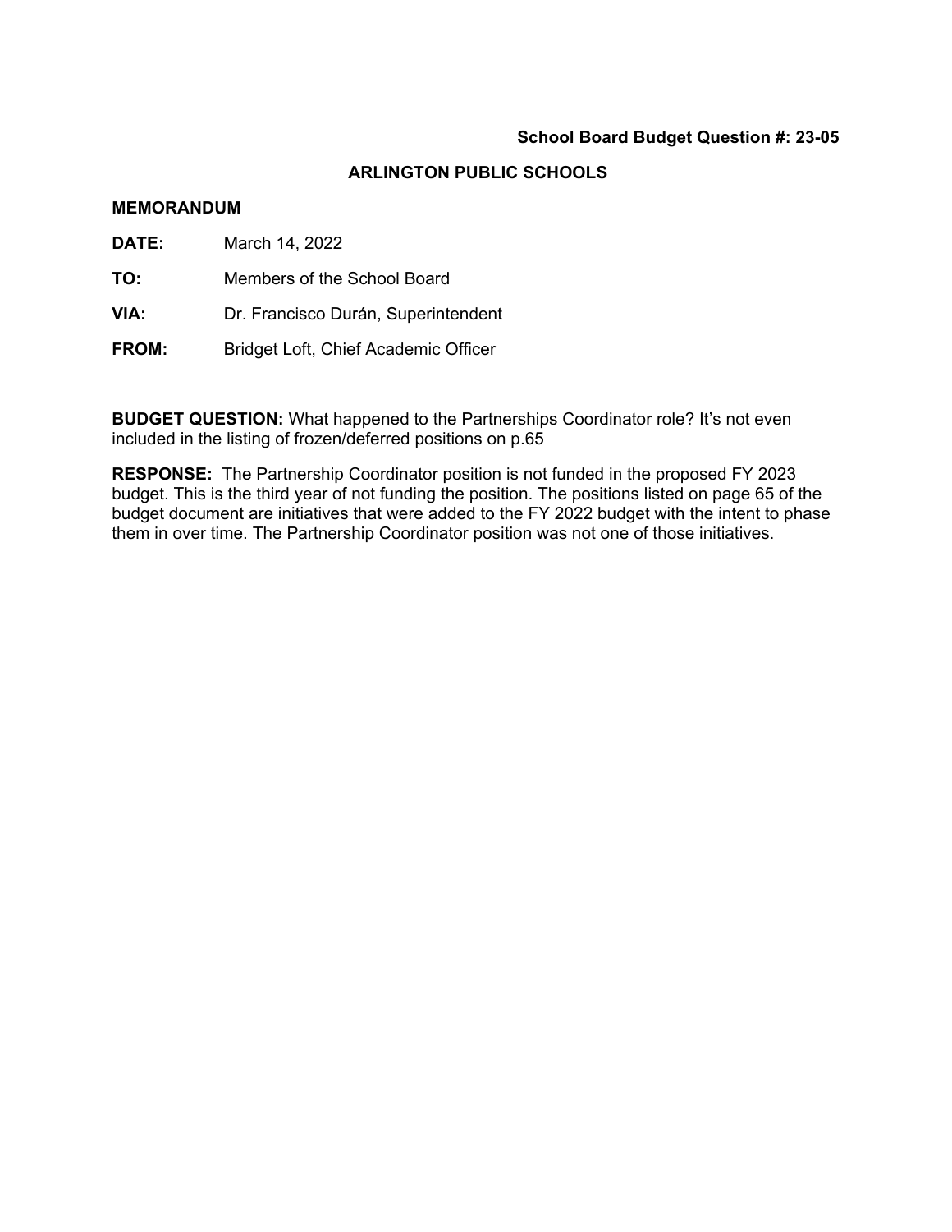**School Board Budget Question #: 23-05**

**ARLINGTON PUBLIC SCHOOLS**

**MEMORANDUM**

**DATE:** March 14, 2022

**TO:** Members of the School Board

**VIA:** Dr. Francisco Durán, Superintendent

**FROM:** Bridget Loft, Chief Academic Officer

**BUDGET QUESTION:** What happened to the Partnerships Coordinator role? It's not even included in the listing of frozen/deferred positions on p.65

**RESPONSE:** The Partnership Coordinator position is not funded in the proposed FY 2023 budget. This is the third year of not funding the position. The positions listed on page 65 of the budget document are initiatives that were added to the FY 2022 budget with the intent to phase them in over time. The Partnership Coordinator position was not one of those initiatives.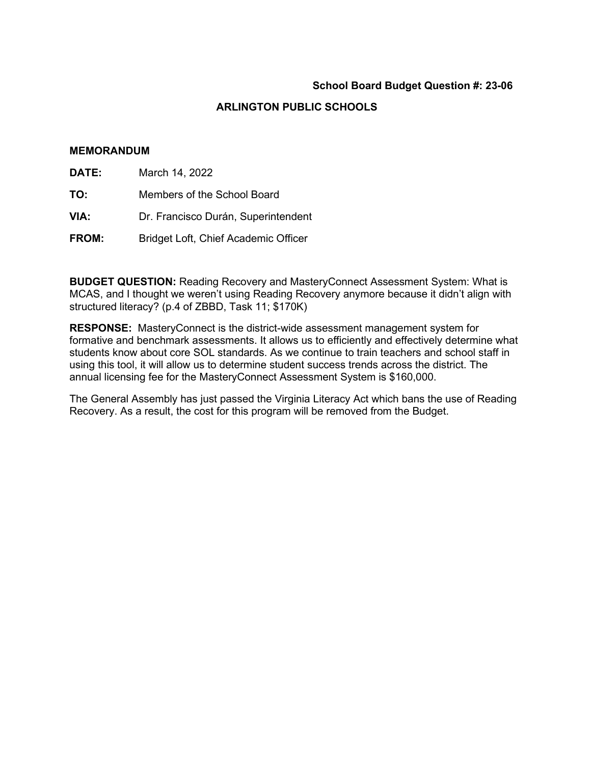**School Board Budget Question #: 23-06**

**ARLINGTON PUBLIC SCHOOLS**

**MEMORANDUM**

**DATE:** March 14, 2022

**TO:** Members of the School Board

**VIA:** Dr. Francisco Durán, Superintendent

**FROM:** Bridget Loft, Chief Academic Officer

**BUDGET QUESTION:** Reading Recovery and MasteryConnect Assessment System: What is MCAS, and I thought we weren't using Reading Recovery anymore because it didn't align with structured literacy? (p.4 of ZBBD, Task 11; $170K)

**RESPONSE:** MasteryConnect is the district-wide assessment management system for formative and benchmark assessments. It allows us to efficiently and effectively determine what students know about core SOL standards. As we continue to train teachers and school staff in using this tool, it will allow us to determine student success trends across the district. The annual licensing fee for the MasteryConnect Assessment System is $160,000.

The General Assembly has just passed the Virginia Literacy Act which bans the use of Reading Recovery. As a result, the cost for this program will be removed from the Budget.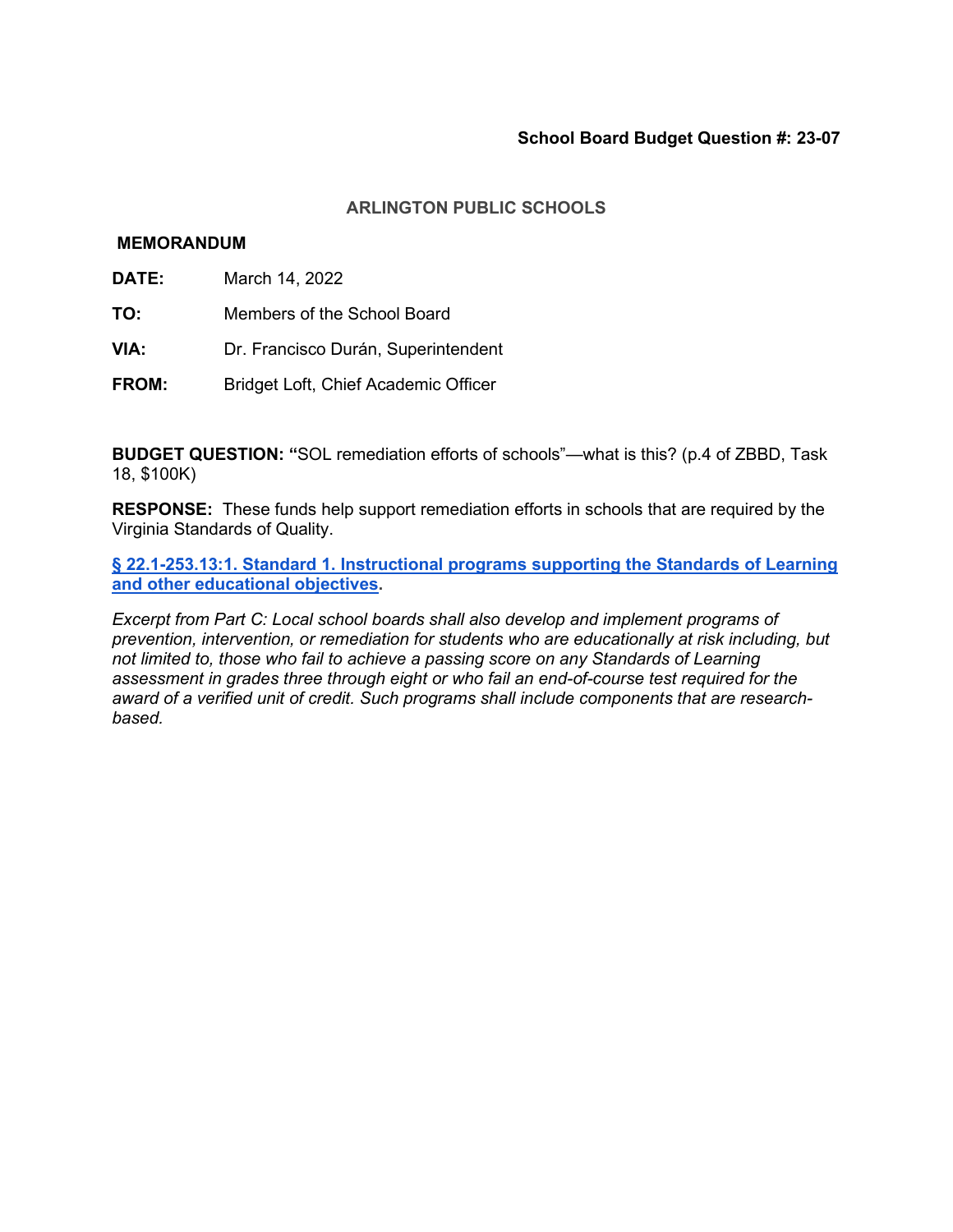**School Board Budget Question #: 23-07**

**ARLINGTON PUBLIC SCHOOLS**

**MEMORANDUM**

**DATE:** March 14, 2022

**TO:** Members of the School Board

**VIA:** Dr. Francisco Durán, Superintendent

**FROM:** Bridget Loft, Chief Academic Officer

**BUDGET QUESTION: "**SOL remediation efforts of schools"—what is this? (p.4 of ZBBD, Task 18, $100K)

**RESPONSE:** These funds help support remediation efforts in schools that are required by the Virginia Standards of Quality.

**§ 22.1-253.13:1. Standard 1. Instructional programs supporting the Standards of Learning and other educational objectives.**

*Excerpt from Part C: Local school boards shall also develop and implement programs of prevention, intervention, or remediation for students who are educationally at risk including, but not limited to, those who fail to achieve a passing score on any Standards of Learning assessment in grades three through eight or who fail an end-of-course test required for the award of a verified unit of credit. Such programs shall include components that are research-based.*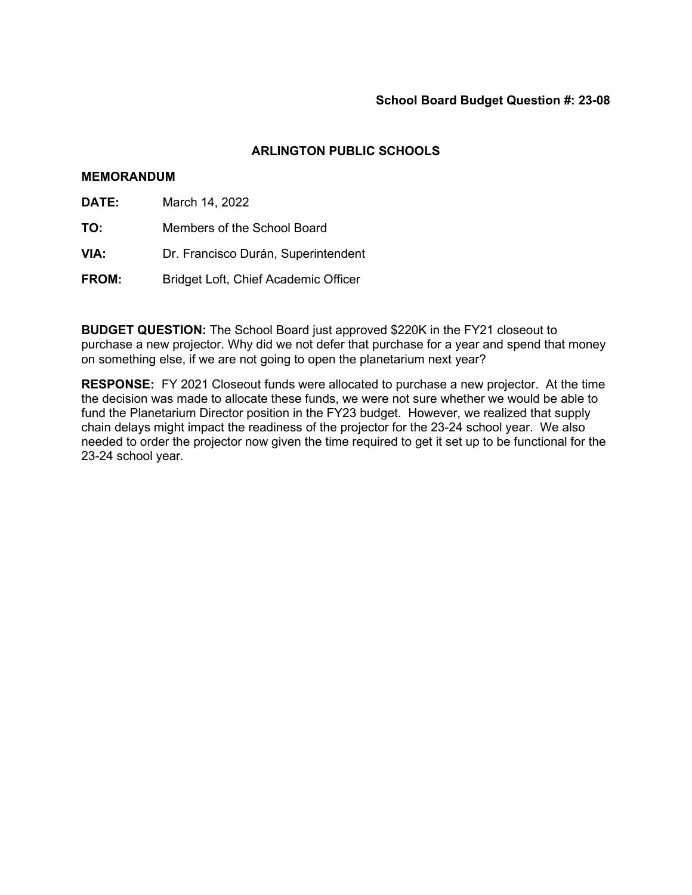**School Board Budget Question #: 23-08**

**ARLINGTON PUBLIC SCHOOLS**

**MEMORANDUM**

**DATE:** March 14, 2022

**TO:** Members of the School Board

**VIA:** Dr. Francisco Durán, Superintendent

**FROM:** Bridget Loft, Chief Academic Officer

**BUDGET QUESTION:** The School Board just approved $220K in the FY21 closeout to purchase a new projector. Why did we not defer that purchase for a year and spend that money on something else, if we are not going to open the planetarium next year?

**RESPONSE:** FY 2021 Closeout funds were allocated to purchase a new projector. At the time the decision was made to allocate these funds, we were not sure whether we would be able to fund the Planetarium Director position in the FY23 budget. However, we realized that supply chain delays might impact the readiness of the projector for the 23-24 school year. We also needed to order the projector now given the time required to get it set up to be functional for the 23-24 school year.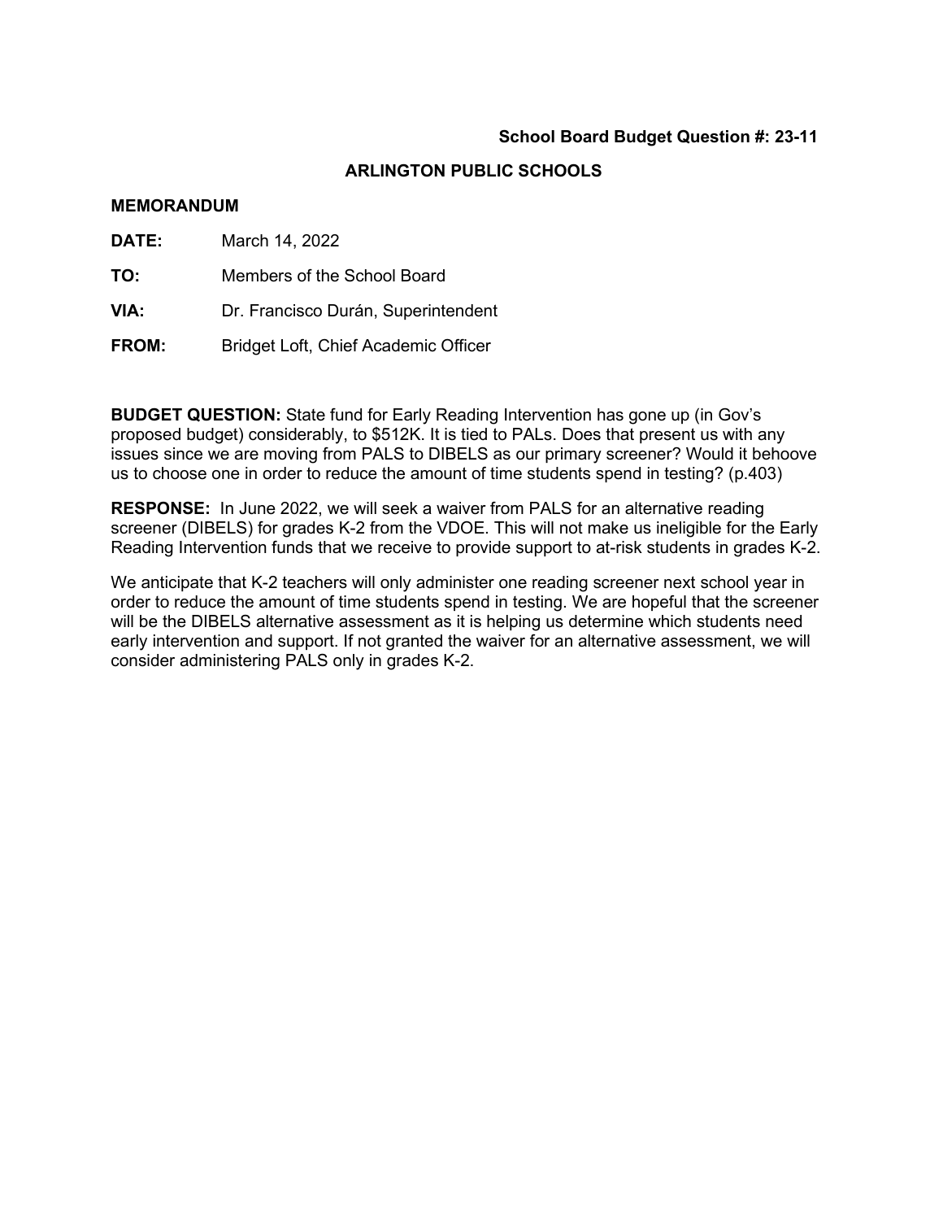**School Board Budget Question #: 23-11**

## ARLINGTON PUBLIC SCHOOLS

**MEMORANDUM**

**DATE:** March 14, 2022

**TO:** Members of the School Board

**VIA:** Dr. Francisco Durán, Superintendent

**FROM:** Bridget Loft, Chief Academic Officer

**BUDGET QUESTION:** State fund for Early Reading Intervention has gone up (in Gov's proposed budget) considerably, to $512K. It is tied to PALs. Does that present us with any issues since we are moving from PALS to DIBELS as our primary screener? Would it behoove us to choose one in order to reduce the amount of time students spend in testing? (p.403)

**RESPONSE:** In June 2022, we will seek a waiver from PALS for an alternative reading screener (DIBELS) for grades K-2 from the VDOE. This will not make us ineligible for the Early Reading Intervention funds that we receive to provide support to at-risk students in grades K-2.

We anticipate that K-2 teachers will only administer one reading screener next school year in order to reduce the amount of time students spend in testing. We are hopeful that the screener will be the DIBELS alternative assessment as it is helping us determine which students need early intervention and support. If not granted the waiver for an alternative assessment, we will consider administering PALS only in grades K-2.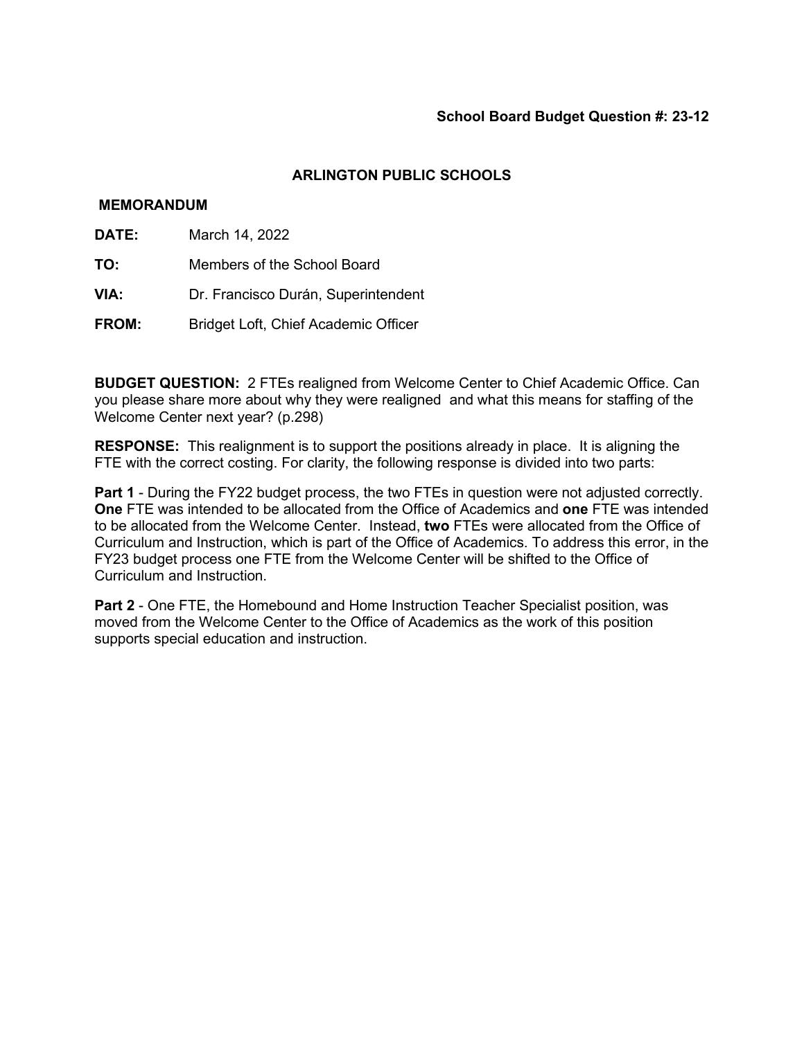**School Board Budget Question #: 23-12**

## ARLINGTON PUBLIC SCHOOLS

**MEMORANDUM**

**DATE:** March 14, 2022

**TO:** Members of the School Board

**VIA:** Dr. Francisco Durán, Superintendent

**FROM:** Bridget Loft, Chief Academic Officer

**BUDGET QUESTION:** 2 FTEs realigned from Welcome Center to Chief Academic Office. Can you please share more about why they were realigned and what this means for staffing of the Welcome Center next year? (p.298)

**RESPONSE:** This realignment is to support the positions already in place. It is aligning the FTE with the correct costing. For clarity, the following response is divided into two parts:

**Part 1** - During the FY22 budget process, the two FTEs in question were not adjusted correctly. **One** FTE was intended to be allocated from the Office of Academics and **one** FTE was intended to be allocated from the Welcome Center. Instead, **two** FTEs were allocated from the Office of Curriculum and Instruction, which is part of the Office of Academics. To address this error, in the FY23 budget process one FTE from the Welcome Center will be shifted to the Office of Curriculum and Instruction.

**Part 2** - One FTE, the Homebound and Home Instruction Teacher Specialist position, was moved from the Welcome Center to the Office of Academics as the work of this position supports special education and instruction.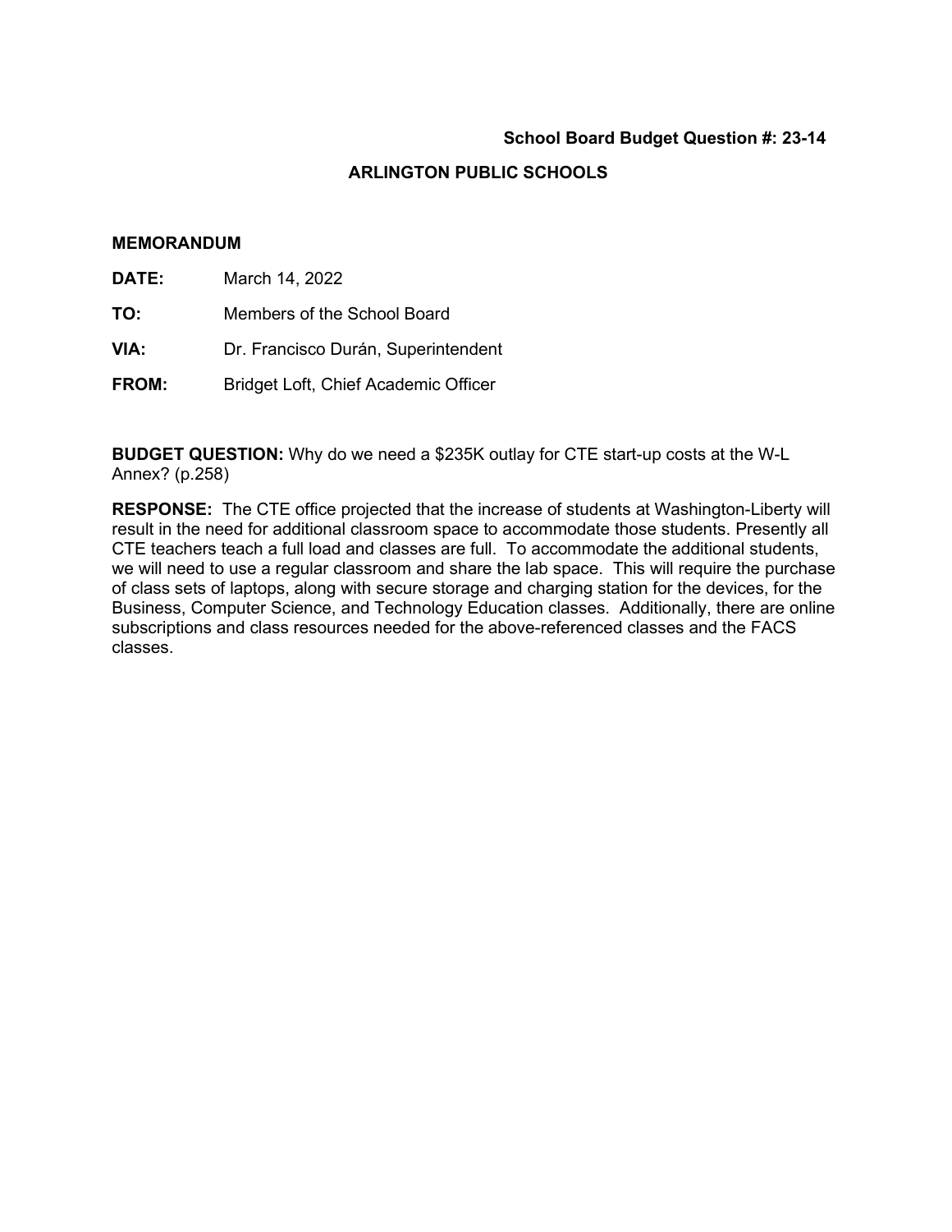**School Board Budget Question #: 23-14**

**ARLINGTON PUBLIC SCHOOLS**

**MEMORANDUM**

**DATE:** March 14, 2022

**TO:** Members of the School Board

**VIA:** Dr. Francisco Durán, Superintendent

**FROM:** Bridget Loft, Chief Academic Officer

**BUDGET QUESTION:** Why do we need a $235K outlay for CTE start-up costs at the W-L Annex? (p.258)

**RESPONSE:** The CTE office projected that the increase of students at Washington-Liberty will result in the need for additional classroom space to accommodate those students. Presently all CTE teachers teach a full load and classes are full. To accommodate the additional students, we will need to use a regular classroom and share the lab space. This will require the purchase of class sets of laptops, along with secure storage and charging station for the devices, for the Business, Computer Science, and Technology Education classes. Additionally, there are online subscriptions and class resources needed for the above-referenced classes and the FACS classes.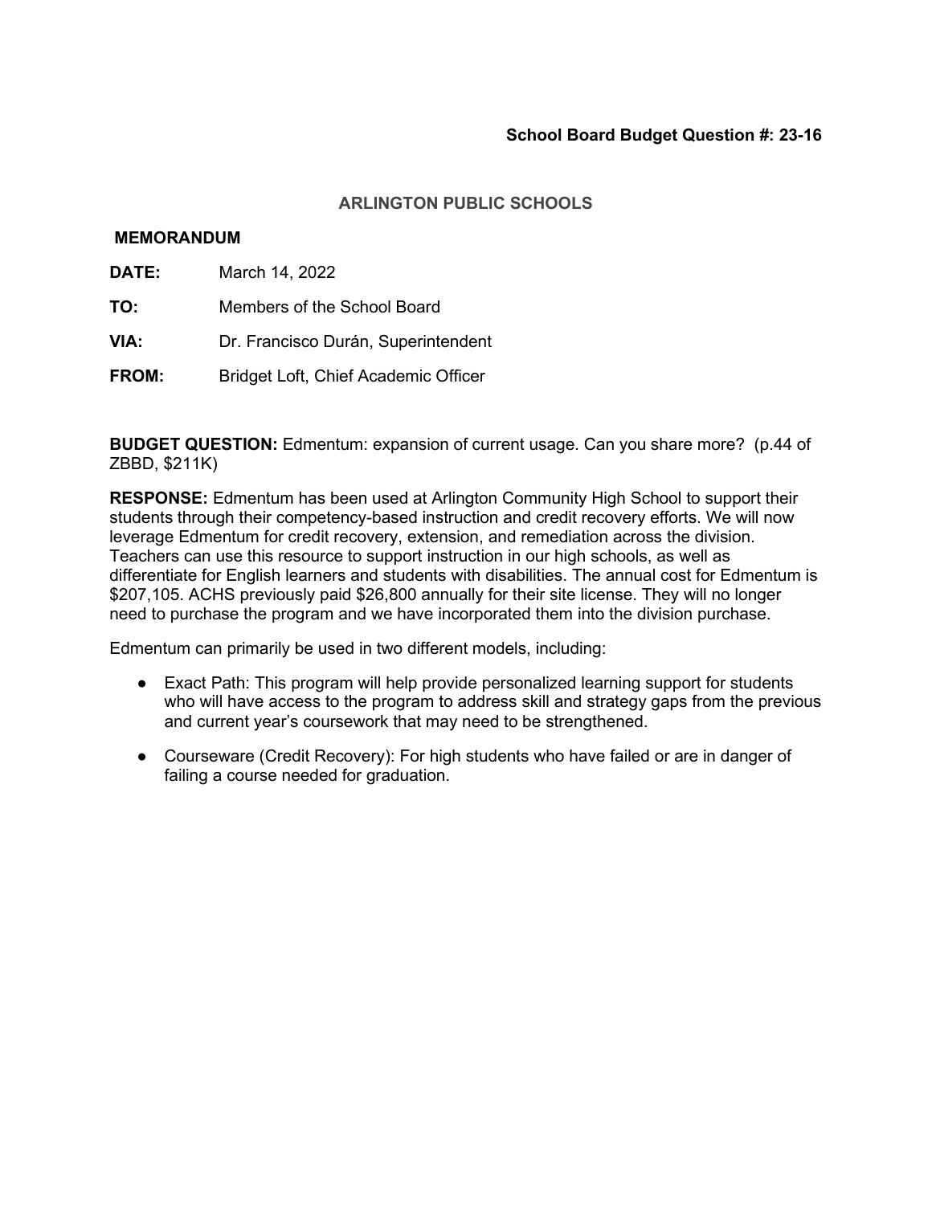**School Board Budget Question #: 23-16**

**ARLINGTON PUBLIC SCHOOLS**

**MEMORANDUM**

**DATE:** March 14, 2022

**TO:** Members of the School Board

**VIA:** Dr. Francisco Durán, Superintendent

**FROM:** Bridget Loft, Chief Academic Officer

**BUDGET QUESTION:** Edmentum: expansion of current usage. Can you share more? (p.44 of ZBBD, $211K)

**RESPONSE:** Edmentum has been used at Arlington Community High School to support their students through their competency-based instruction and credit recovery efforts. We will now leverage Edmentum for credit recovery, extension, and remediation across the division. Teachers can use this resource to support instruction in our high schools, as well as differentiate for English learners and students with disabilities. The annual cost for Edmentum is $207,105. ACHS previously paid $26,800 annually for their site license. They will no longer need to purchase the program and we have incorporated them into the division purchase.

Edmentum can primarily be used in two different models, including:

- Exact Path: This program will help provide personalized learning support for students who will have access to the program to address skill and strategy gaps from the previous and current year's coursework that may need to be strengthened.
- Courseware (Credit Recovery): For high students who have failed or are in danger of failing a course needed for graduation.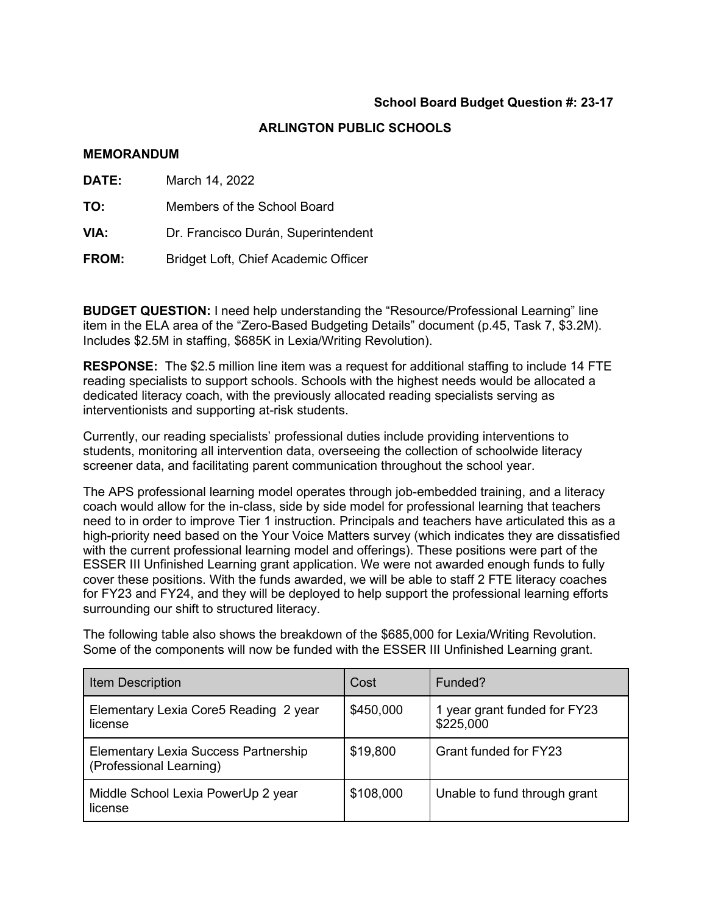**School Board Budget Question #: 23-17**

## ARLINGTON PUBLIC SCHOOLS

**MEMORANDUM**

**DATE:** March 14, 2022

**TO:** Members of the School Board

**VIA:** Dr. Francisco Durán, Superintendent

**FROM:** Bridget Loft, Chief Academic Officer

**BUDGET QUESTION:** I need help understanding the “Resource/Professional Learning” line item in the ELA area of the “Zero-Based Budgeting Details” document (p.45, Task 7, $3.2M). Includes $2.5M in staffing, $685K in Lexia/Writing Revolution).

**RESPONSE:** The $2.5 million line item was a request for additional staffing to include 14 FTE reading specialists to support schools. Schools with the highest needs would be allocated a dedicated literacy coach, with the previously allocated reading specialists serving as interventionists and supporting at-risk students.

Currently, our reading specialists’ professional duties include providing interventions to students, monitoring all intervention data, overseeing the collection of schoolwide literacy screener data, and facilitating parent communication throughout the school year.

The APS professional learning model operates through job-embedded training, and a literacy coach would allow for the in-class, side by side model for professional learning that teachers need to in order to improve Tier 1 instruction. Principals and teachers have articulated this as a high-priority need based on the Your Voice Matters survey (which indicates they are dissatisfied with the current professional learning model and offerings). These positions were part of the ESSER III Unfinished Learning grant application. We were not awarded enough funds to fully cover these positions. With the funds awarded, we will be able to staff 2 FTE literacy coaches for FY23 and FY24, and they will be deployed to help support the professional learning efforts surrounding our shift to structured literacy.

The following table also shows the breakdown of the $685,000 for Lexia/Writing Revolution. Some of the components will now be funded with the ESSER III Unfinished Learning grant.

| Item Description | Cost | Funded? |
| --- | --- | --- |
| Elementary Lexia Core5 Reading 2 year license | $450,000 | 1 year grant funded for FY23 $225,000 |
| Elementary Lexia Success Partnership (Professional Learning) | $19,800 | Grant funded for FY23 |
| Middle School Lexia PowerUp 2 year license | $108,000 | Unable to fund through grant |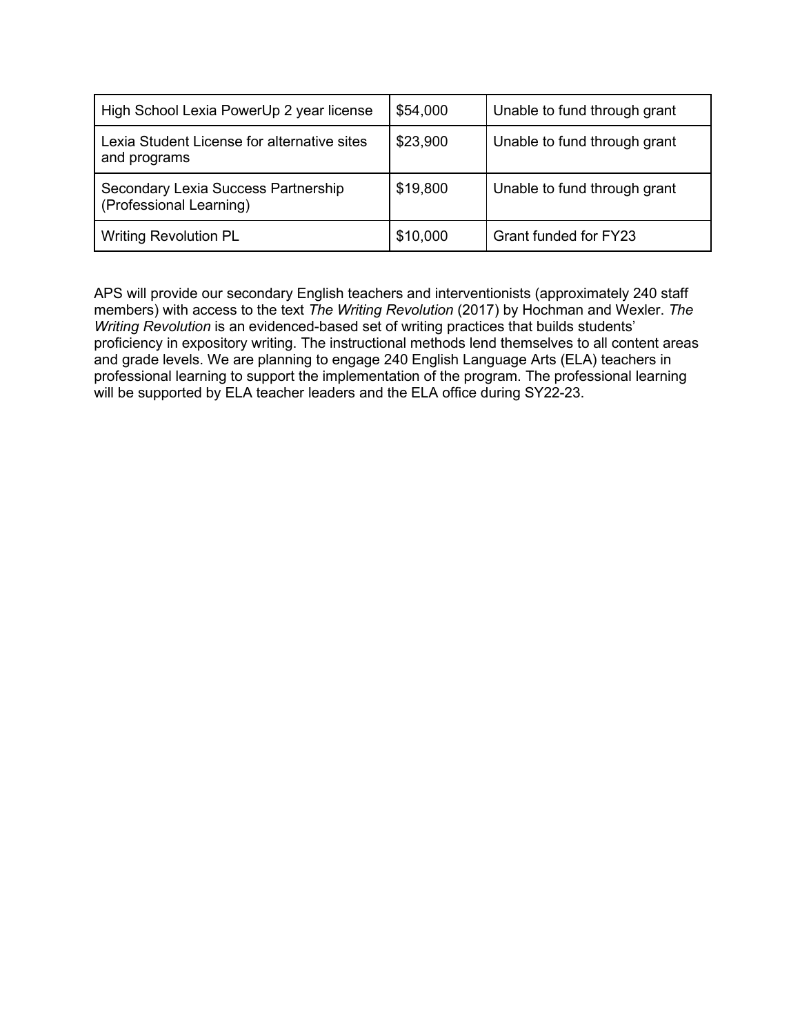| High School Lexia PowerUp 2 year license | $54,000 | Unable to fund through grant |
|---|---|---|
| Lexia Student License for alternative sites and programs | $23,900 | Unable to fund through grant |
| Secondary Lexia Success Partnership (Professional Learning) | $19,800 | Unable to fund through grant |
| Writing Revolution PL | $10,000 | Grant funded for FY23 |

APS will provide our secondary English teachers and interventionists (approximately 240 staff members) with access to the text *The Writing Revolution* (2017) by Hochman and Wexler. *The Writing Revolution* is an evidenced-based set of writing practices that builds students' proficiency in expository writing. The instructional methods lend themselves to all content areas and grade levels. We are planning to engage 240 English Language Arts (ELA) teachers in professional learning to support the implementation of the program. The professional learning will be supported by ELA teacher leaders and the ELA office during SY22-23.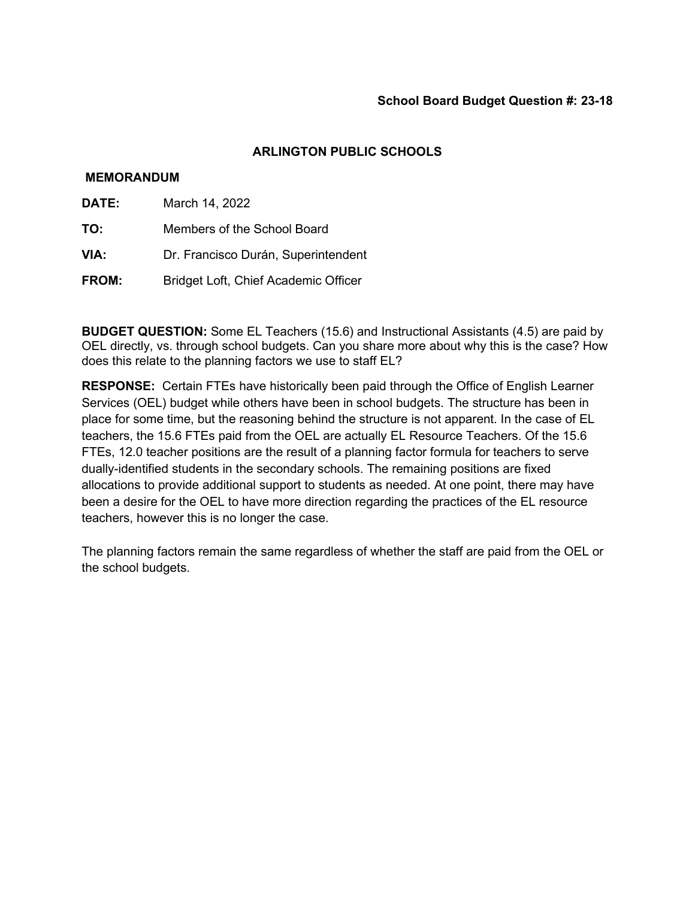**School Board Budget Question #: 23-18**

**ARLINGTON PUBLIC SCHOOLS**

**MEMORANDUM**

**DATE:** March 14, 2022

**TO:** Members of the School Board

**VIA:** Dr. Francisco Durán, Superintendent

**FROM:** Bridget Loft, Chief Academic Officer

**BUDGET QUESTION:** Some EL Teachers (15.6) and Instructional Assistants (4.5) are paid by OEL directly, vs. through school budgets. Can you share more about why this is the case? How does this relate to the planning factors we use to staff EL?

**RESPONSE:** Certain FTEs have historically been paid through the Office of English Learner Services (OEL) budget while others have been in school budgets. The structure has been in place for some time, but the reasoning behind the structure is not apparent. In the case of EL teachers, the 15.6 FTEs paid from the OEL are actually EL Resource Teachers. Of the 15.6 FTEs, 12.0 teacher positions are the result of a planning factor formula for teachers to serve dually-identified students in the secondary schools. The remaining positions are fixed allocations to provide additional support to students as needed. At one point, there may have been a desire for the OEL to have more direction regarding the practices of the EL resource teachers, however this is no longer the case.

The planning factors remain the same regardless of whether the staff are paid from the OEL or the school budgets.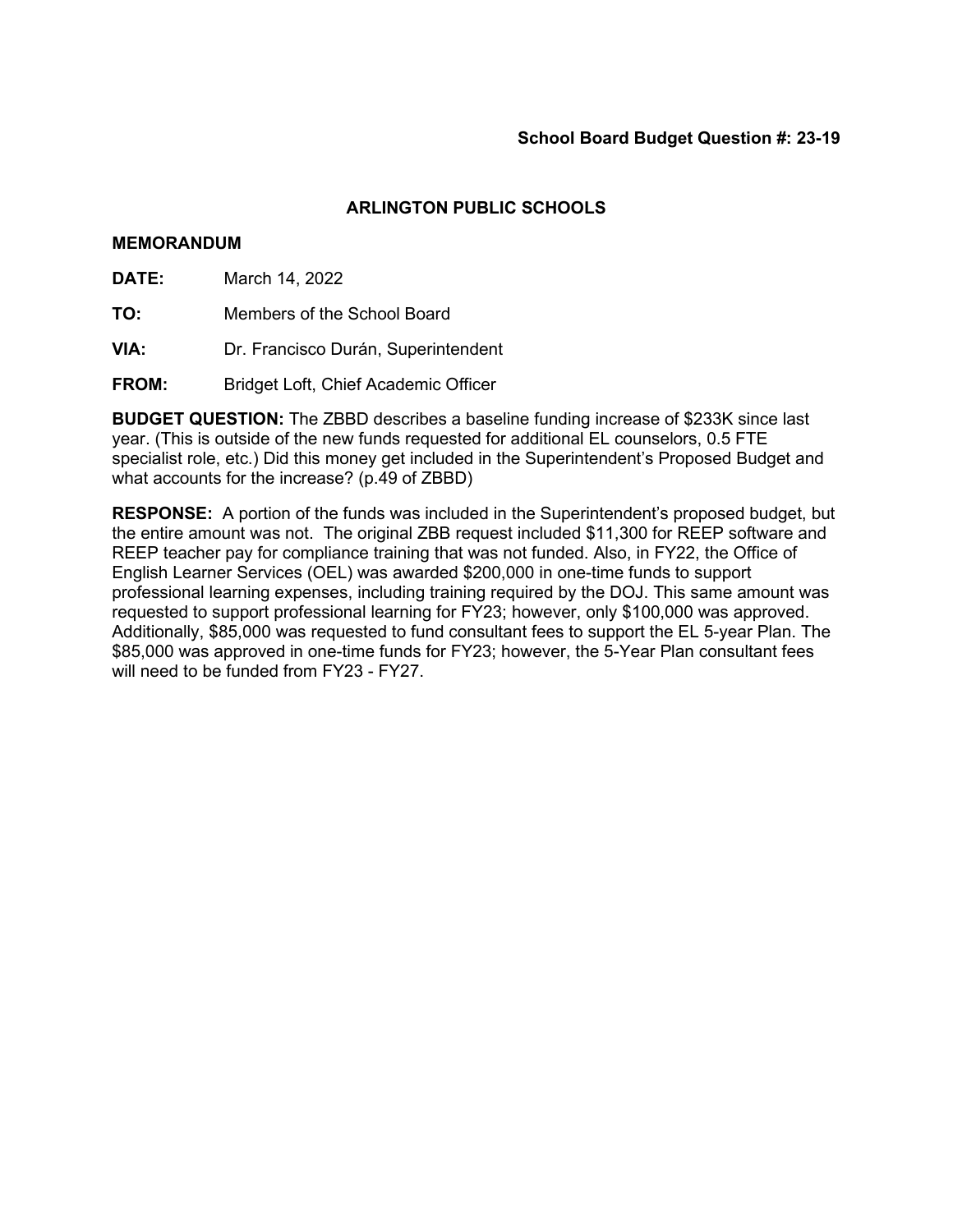**School Board Budget Question #: 23-19**

**ARLINGTON PUBLIC SCHOOLS**

**MEMORANDUM**

**DATE:** March 14, 2022

**TO:** Members of the School Board

**VIA:** Dr. Francisco Durán, Superintendent

**FROM:** Bridget Loft, Chief Academic Officer

**BUDGET QUESTION:** The ZBBD describes a baseline funding increase of $233K since last year. (This is outside of the new funds requested for additional EL counselors, 0.5 FTE specialist role, etc.) Did this money get included in the Superintendent's Proposed Budget and what accounts for the increase? (p.49 of ZBBD)

**RESPONSE:** A portion of the funds was included in the Superintendent's proposed budget, but the entire amount was not. The original ZBB request included $11,300 for REEP software and REEP teacher pay for compliance training that was not funded. Also, in FY22, the Office of English Learner Services (OEL) was awarded $200,000 in one-time funds to support professional learning expenses, including training required by the DOJ. This same amount was requested to support professional learning for FY23; however, only $100,000 was approved. Additionally, $85,000 was requested to fund consultant fees to support the EL 5-year Plan. The $85,000 was approved in one-time funds for FY23; however, the 5-Year Plan consultant fees will need to be funded from FY23 - FY27.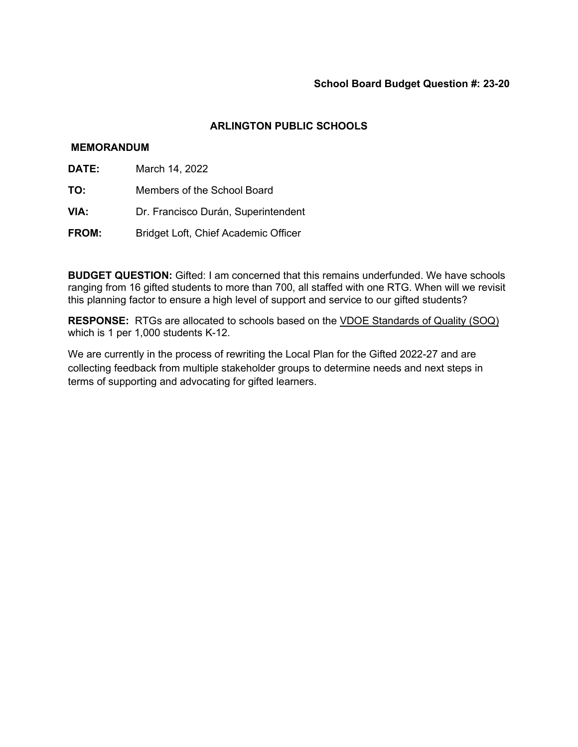**School Board Budget Question #: 23-20**

## ARLINGTON PUBLIC SCHOOLS

**MEMORANDUM**

**DATE:** March 14, 2022

**TO:** Members of the School Board

**VIA:** Dr. Francisco Durán, Superintendent

**FROM:** Bridget Loft, Chief Academic Officer

**BUDGET QUESTION:** Gifted: I am concerned that this remains underfunded. We have schools ranging from 16 gifted students to more than 700, all staffed with one RTG. When will we revisit this planning factor to ensure a high level of support and service to our gifted students?

**RESPONSE:** RTGs are allocated to schools based on the VDOE Standards of Quality (SOQ) which is 1 per 1,000 students K-12.

We are currently in the process of rewriting the Local Plan for the Gifted 2022-27 and are collecting feedback from multiple stakeholder groups to determine needs and next steps in terms of supporting and advocating for gifted learners.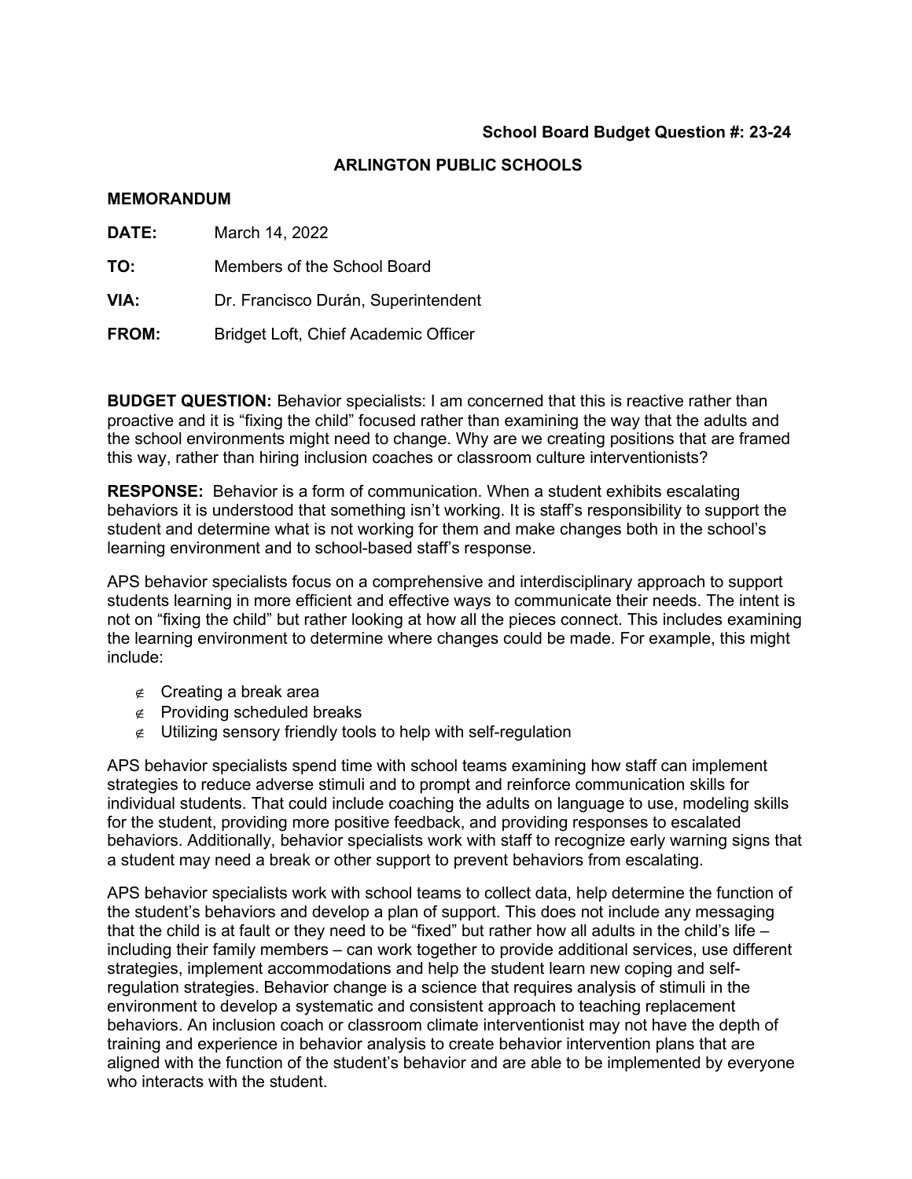**School Board Budget Question #: 23-24**

**ARLINGTON PUBLIC SCHOOLS**

**MEMORANDUM**

**DATE:** March 14, 2022

**TO:** Members of the School Board

**VIA:** Dr. Francisco Durán, Superintendent

**FROM:** Bridget Loft, Chief Academic Officer

**BUDGET QUESTION:** Behavior specialists: I am concerned that this is reactive rather than proactive and it is "fixing the child" focused rather than examining the way that the adults and the school environments might need to change. Why are we creating positions that are framed this way, rather than hiring inclusion coaches or classroom culture interventionists?

**RESPONSE:** Behavior is a form of communication. When a student exhibits escalating behaviors it is understood that something isn't working. It is staff's responsibility to support the student and determine what is not working for them and make changes both in the school's learning environment and to school-based staff's response.

APS behavior specialists focus on a comprehensive and interdisciplinary approach to support students learning in more efficient and effective ways to communicate their needs. The intent is not on "fixing the child" but rather looking at how all the pieces connect. This includes examining the learning environment to determine where changes could be made. For example, this might include:

- Creating a break area
- Providing scheduled breaks
- Utilizing sensory friendly tools to help with self-regulation

APS behavior specialists spend time with school teams examining how staff can implement strategies to reduce adverse stimuli and to prompt and reinforce communication skills for individual students. That could include coaching the adults on language to use, modeling skills for the student, providing more positive feedback, and providing responses to escalated behaviors. Additionally, behavior specialists work with staff to recognize early warning signs that a student may need a break or other support to prevent behaviors from escalating.

APS behavior specialists work with school teams to collect data, help determine the function of the student's behaviors and develop a plan of support. This does not include any messaging that the child is at fault or they need to be "fixed" but rather how all adults in the child's life – including their family members – can work together to provide additional services, use different strategies, implement accommodations and help the student learn new coping and self-regulation strategies. Behavior change is a science that requires analysis of stimuli in the environment to develop a systematic and consistent approach to teaching replacement behaviors. An inclusion coach or classroom climate interventionist may not have the depth of training and experience in behavior analysis to create behavior intervention plans that are aligned with the function of the student's behavior and are able to be implemented by everyone who interacts with the student.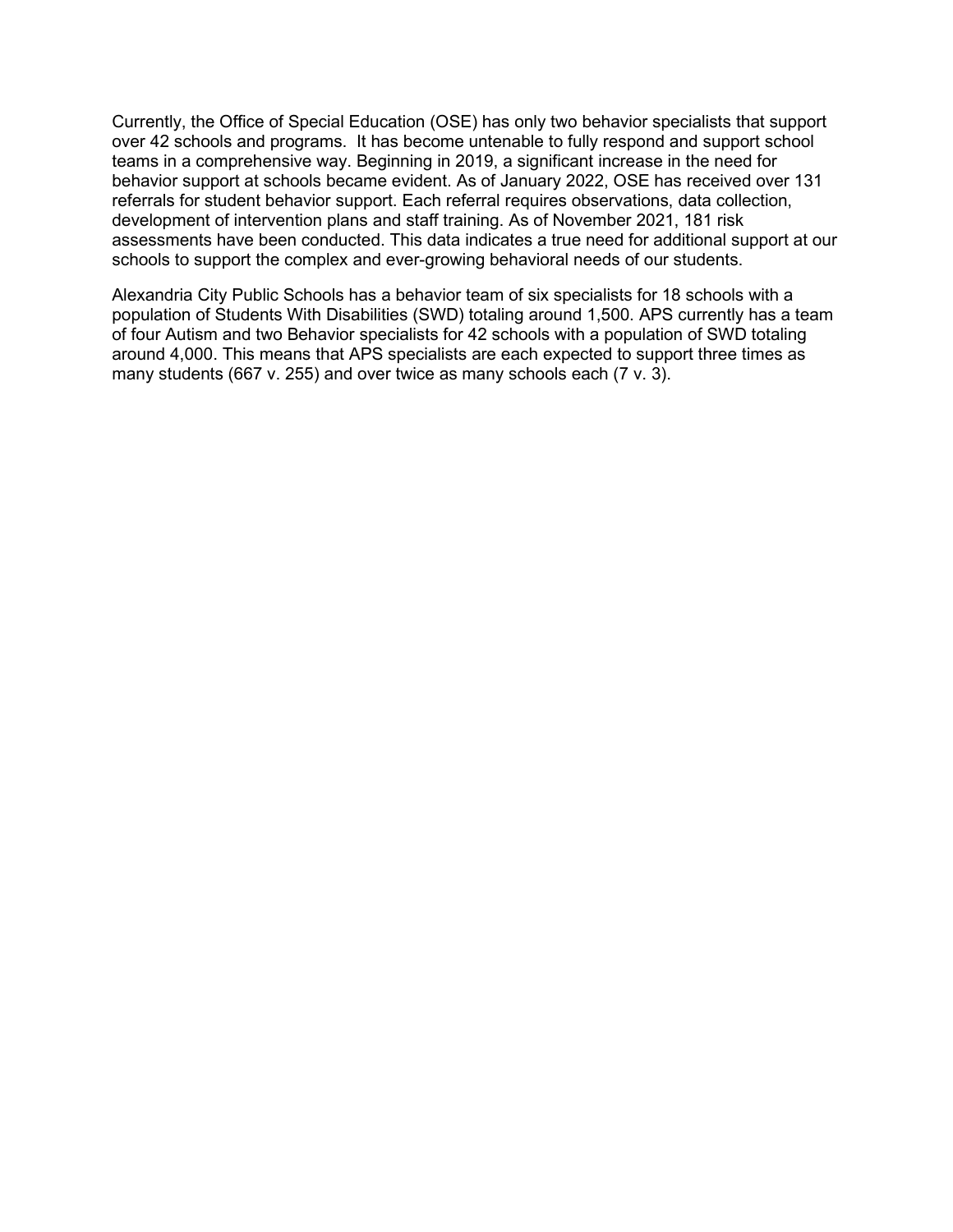Currently, the Office of Special Education (OSE) has only two behavior specialists that support over 42 schools and programs. It has become untenable to fully respond and support school teams in a comprehensive way. Beginning in 2019, a significant increase in the need for behavior support at schools became evident. As of January 2022, OSE has received over 131 referrals for student behavior support. Each referral requires observations, data collection, development of intervention plans and staff training. As of November 2021, 181 risk assessments have been conducted. This data indicates a true need for additional support at our schools to support the complex and ever-growing behavioral needs of our students.

Alexandria City Public Schools has a behavior team of six specialists for 18 schools with a population of Students With Disabilities (SWD) totaling around 1,500. APS currently has a team of four Autism and two Behavior specialists for 42 schools with a population of SWD totaling around 4,000. This means that APS specialists are each expected to support three times as many students (667 v. 255) and over twice as many schools each (7 v. 3).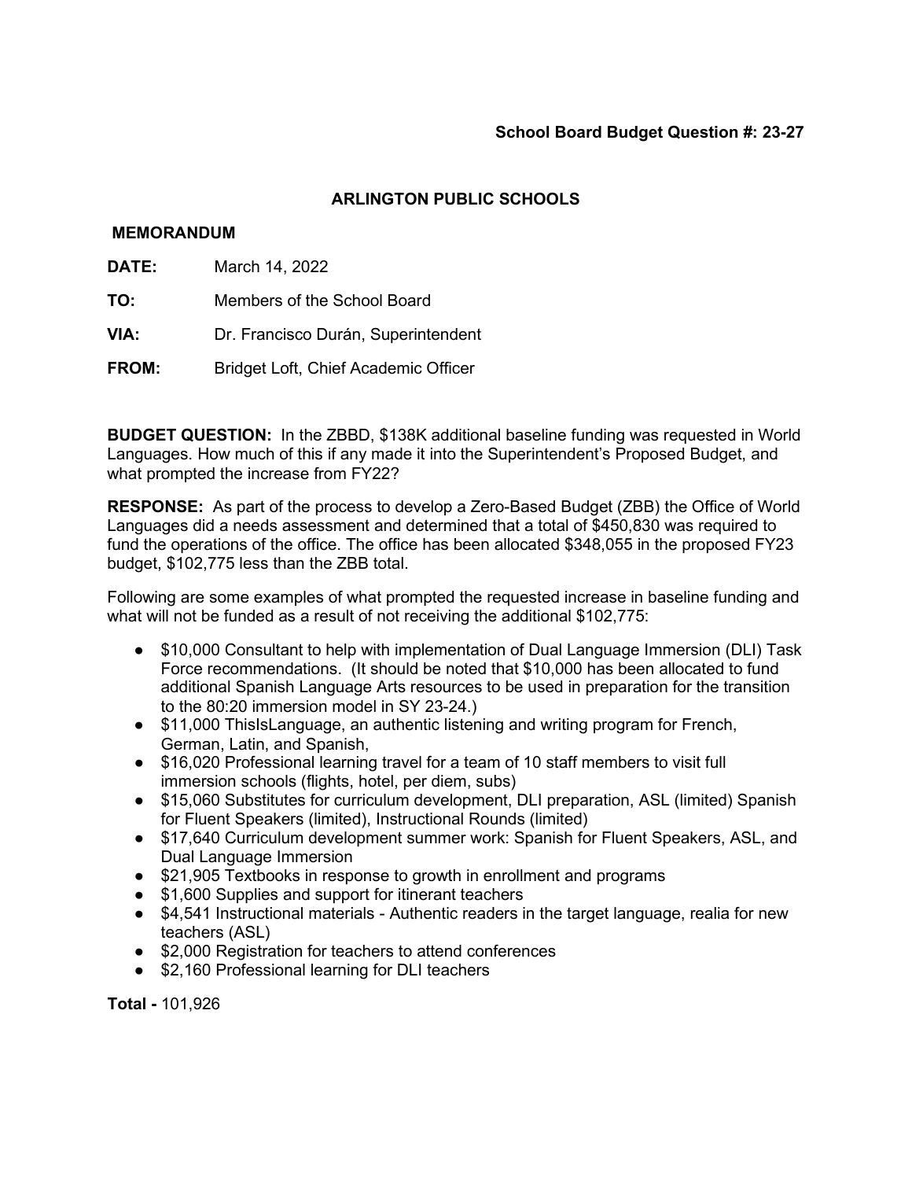**School Board Budget Question #: 23-27**

**ARLINGTON PUBLIC SCHOOLS**

**MEMORANDUM**

**DATE:** March 14, 2022

**TO:** Members of the School Board

**VIA:** Dr. Francisco Durán, Superintendent

**FROM:** Bridget Loft, Chief Academic Officer

**BUDGET QUESTION:** In the ZBBD, $138K additional baseline funding was requested in World Languages. How much of this if any made it into the Superintendent's Proposed Budget, and what prompted the increase from FY22?

**RESPONSE:** As part of the process to develop a Zero-Based Budget (ZBB) the Office of World Languages did a needs assessment and determined that a total of $450,830 was required to fund the operations of the office. The office has been allocated $348,055 in the proposed FY23 budget, $102,775 less than the ZBB total.

Following are some examples of what prompted the requested increase in baseline funding and what will not be funded as a result of not receiving the additional $102,775:

- $10,000 Consultant to help with implementation of Dual Language Immersion (DLI) Task Force recommendations. (It should be noted that $10,000 has been allocated to fund additional Spanish Language Arts resources to be used in preparation for the transition to the 80:20 immersion model in SY 23-24.)
- $11,000 ThisIsLanguage, an authentic listening and writing program for French, German, Latin, and Spanish,
- $16,020 Professional learning travel for a team of 10 staff members to visit full immersion schools (flights, hotel, per diem, subs)
- $15,060 Substitutes for curriculum development, DLI preparation, ASL (limited) Spanish for Fluent Speakers (limited), Instructional Rounds (limited)
- $17,640 Curriculum development summer work: Spanish for Fluent Speakers, ASL, and Dual Language Immersion
- $21,905 Textbooks in response to growth in enrollment and programs
- $1,600 Supplies and support for itinerant teachers
- $4,541 Instructional materials - Authentic readers in the target language, realia for new teachers (ASL)
- $2,000 Registration for teachers to attend conferences
- $2,160 Professional learning for DLI teachers

**Total -** 101,926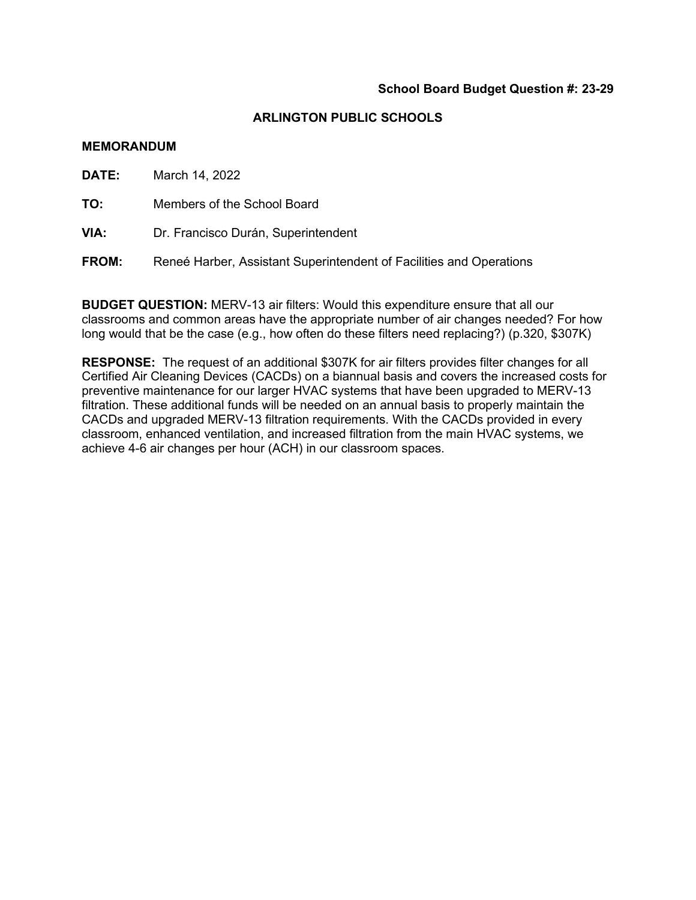**School Board Budget Question #: 23-29**

## ARLINGTON PUBLIC SCHOOLS

**MEMORANDUM**

**DATE:** March 14, 2022

**TO:** Members of the School Board

**VIA:** Dr. Francisco Durán, Superintendent

**FROM:** Reneé Harber, Assistant Superintendent of Facilities and Operations

**BUDGET QUESTION:** MERV-13 air filters: Would this expenditure ensure that all our classrooms and common areas have the appropriate number of air changes needed? For how long would that be the case (e.g., how often do these filters need replacing?) (p.320, $307K)

**RESPONSE:** The request of an additional $307K for air filters provides filter changes for all Certified Air Cleaning Devices (CACDs) on a biannual basis and covers the increased costs for preventive maintenance for our larger HVAC systems that have been upgraded to MERV-13 filtration. These additional funds will be needed on an annual basis to properly maintain the CACDs and upgraded MERV-13 filtration requirements. With the CACDs provided in every classroom, enhanced ventilation, and increased filtration from the main HVAC systems, we achieve 4-6 air changes per hour (ACH) in our classroom spaces.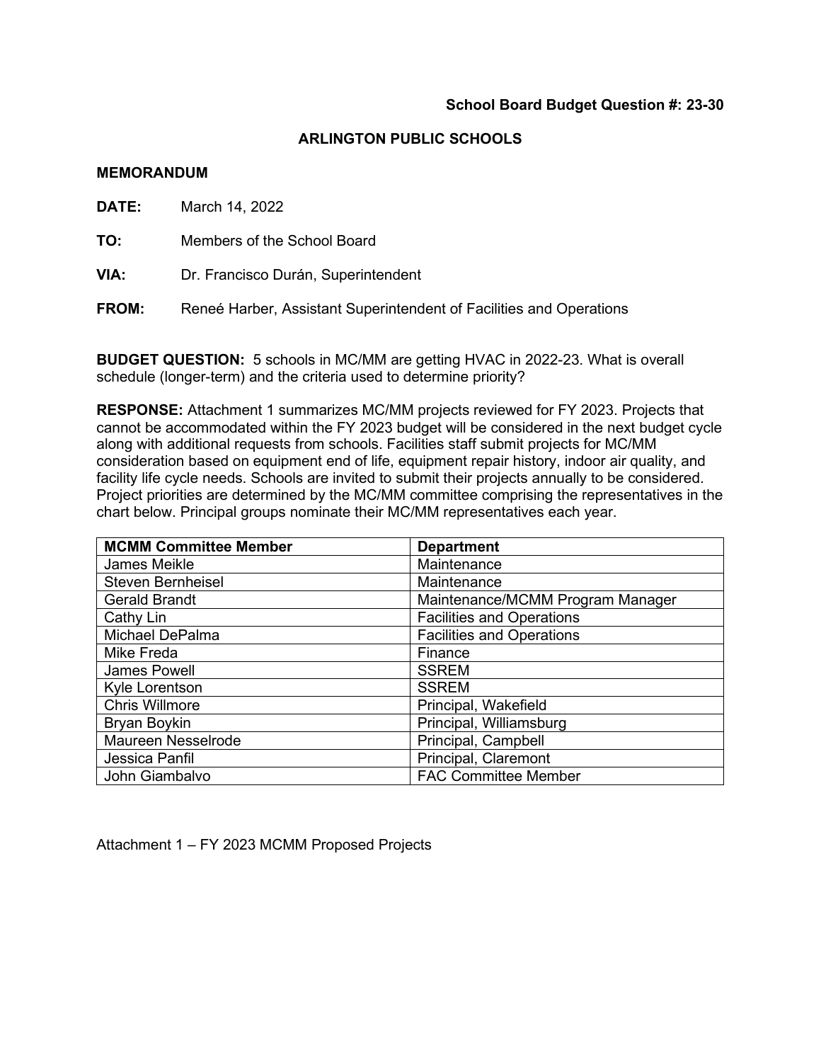**School Board Budget Question #: 23-30**

## ARLINGTON PUBLIC SCHOOLS

**MEMORANDUM**

**DATE:** March 14, 2022

**TO:** Members of the School Board

**VIA:** Dr. Francisco Durán, Superintendent

**FROM:** Reneé Harber, Assistant Superintendent of Facilities and Operations

**BUDGET QUESTION:** 5 schools in MC/MM are getting HVAC in 2022-23. What is overall schedule (longer-term) and the criteria used to determine priority?

**RESPONSE:** Attachment 1 summarizes MC/MM projects reviewed for FY 2023. Projects that cannot be accommodated within the FY 2023 budget will be considered in the next budget cycle along with additional requests from schools. Facilities staff submit projects for MC/MM consideration based on equipment end of life, equipment repair history, indoor air quality, and facility life cycle needs. Schools are invited to submit their projects annually to be considered. Project priorities are determined by the MC/MM committee comprising the representatives in the chart below. Principal groups nominate their MC/MM representatives each year.

| MCMM Committee Member | Department |
|---|---|
| James Meikle | Maintenance |
| Steven Bernheisel | Maintenance |
| Gerald Brandt | Maintenance/MCMM Program Manager |
| Cathy Lin | Facilities and Operations |
| Michael DePalma | Facilities and Operations |
| Mike Freda | Finance |
| James Powell | SSREM |
| Kyle Lorentson | SSREM |
| Chris Willmore | Principal, Wakefield |
| Bryan Boykin | Principal, Williamsburg |
| Maureen Nesselrode | Principal, Campbell |
| Jessica Panfil | Principal, Claremont |
| John Giambalvo | FAC Committee Member |

Attachment 1 – FY 2023 MCMM Proposed Projects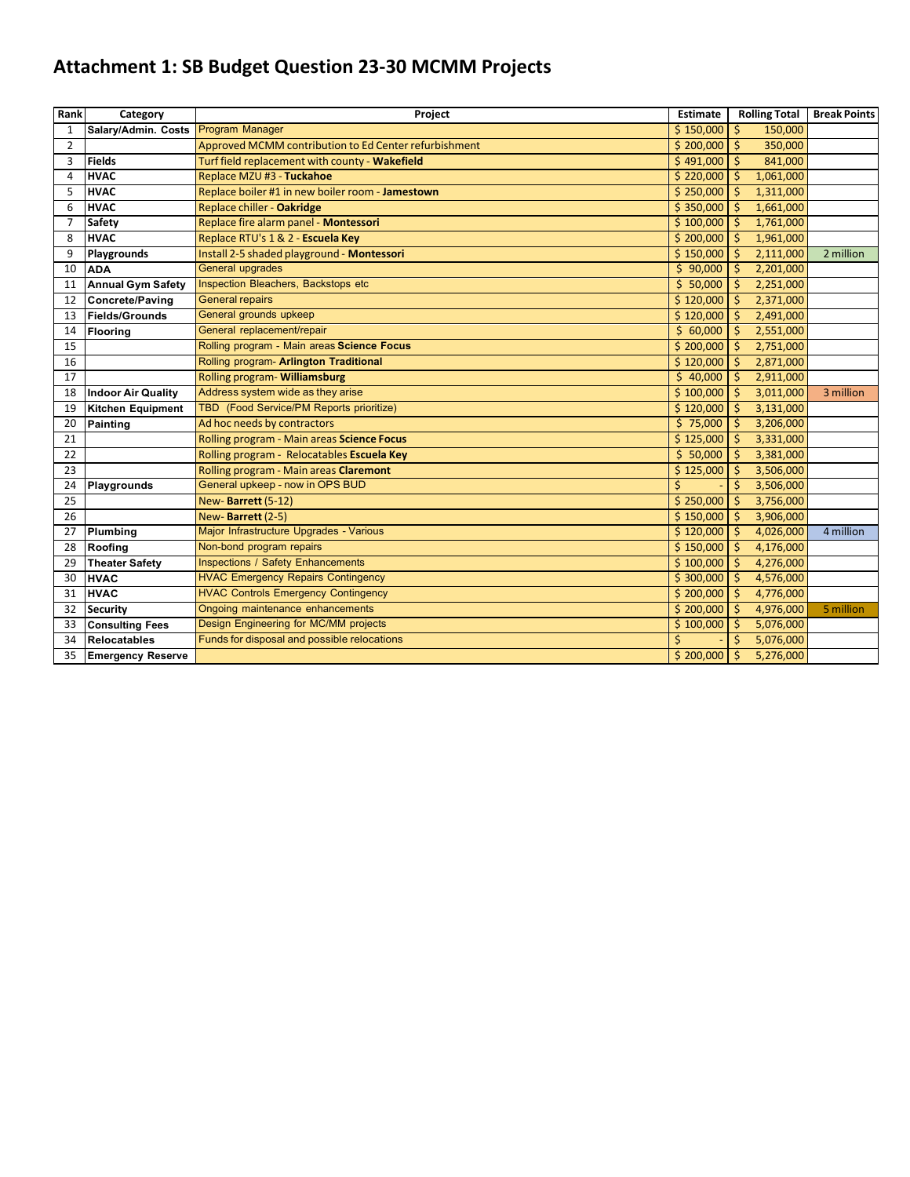# Attachment 1: SB Budget Question 23-30 MCMM Projects

| Rank | Category | Project | Estimate | Rolling Total | Break Points |
|---|---|---|---|---|---|
| 1 | **Salary/Admin. Costs** | Program Manager | $ 150,000 | $ 150,000 | |
| 2 | | Approved MCMM contribution to Ed Center refurbishment | $ 200,000 | $ 350,000 | |
| 3 | **Fields** | Turf field replacement with county - **Wakefield** | $ 491,000 | $ 841,000 | |
| 4 | **HVAC** | Replace MZU #3 - **Tuckahoe** | $ 220,000 | $ 1,061,000 | |
| 5 | **HVAC** | Replace boiler #1 in new boiler room - **Jamestown** | $ 250,000 | $ 1,311,000 | |
| 6 | **HVAC** | Replace chiller - **Oakridge** | $ 350,000 | $ 1,661,000 | |
| 7 | **Safety** | Replace fire alarm panel - **Montessori** | $ 100,000 | $ 1,761,000 | |
| 8 | **HVAC** | Replace RTU's 1 & 2 - **Escuela Key** | $ 200,000 | $ 1,961,000 | |
| 9 | **Playgrounds** | Install 2-5 shaded playground - **Montessori** | $ 150,000 | $ 2,111,000 | 2 million |
| 10 | **ADA** | General upgrades | $ 90,000 | $ 2,201,000 | |
| 11 | **Annual Gym Safety** | Inspection Bleachers, Backstops etc | $ 50,000 | $ 2,251,000 | |
| 12 | **Concrete/Paving** | General repairs | $ 120,000 | $ 2,371,000 | |
| 13 | **Fields/Grounds** | General grounds upkeep | $ 120,000 | $ 2,491,000 | |
| 14 | **Flooring** | General replacement/repair | $ 60,000 | $ 2,551,000 | |
| 15 | | Rolling program - Main areas **Science Focus** | $ 200,000 | $ 2,751,000 | |
| 16 | | Rolling program- **Arlington Traditional** | $ 120,000 | $ 2,871,000 | |
| 17 | | Rolling program- **Williamsburg** | $ 40,000 | $ 2,911,000 | |
| 18 | **Indoor Air Quality** | Address system wide as they arise | $ 100,000 | $ 3,011,000 | 3 million |
| 19 | **Kitchen Equipment** | TBD (Food Service/PM Reports prioritize) | $ 120,000 | $ 3,131,000 | |
| 20 | **Painting** | Ad hoc needs by contractors | $ 75,000 | $ 3,206,000 | |
| 21 | | Rolling program - Main areas **Science Focus** | $ 125,000 | $ 3,331,000 | |
| 22 | | Rolling program - Relocatables **Escuela Key** | $ 50,000 | $ 3,381,000 | |
| 23 | | Rolling program - Main areas **Claremont** | $ 125,000 | $ 3,506,000 | |
| 24 | **Playgrounds** | General upkeep - now in OPS BUD | $ - | $ 3,506,000 | |
| 25 | | New- **Barrett** (5-12) | $ 250,000 | $ 3,756,000 | |
| 26 | | New- **Barrett** (2-5) | $ 150,000 | $ 3,906,000 | |
| 27 | **Plumbing** | Major Infrastructure Upgrades - Various | $ 120,000 | $ 4,026,000 | 4 million |
| 28 | **Roofing** | Non-bond program repairs | $ 150,000 | $ 4,176,000 | |
| 29 | **Theater Safety** | Inspections / Safety Enhancements | $ 100,000 | $ 4,276,000 | |
| 30 | **HVAC** | HVAC Emergency Repairs Contingency | $ 300,000 | $ 4,576,000 | |
| 31 | **HVAC** | HVAC Controls Emergency Contingency | $ 200,000 | $ 4,776,000 | |
| 32 | **Security** | Ongoing maintenance enhancements | $ 200,000 | $ 4,976,000 | 5 million |
| 33 | **Consulting Fees** | Design Engineering for MC/MM projects | $ 100,000 | $ 5,076,000 | |
| 34 | **Relocatables** | Funds for disposal and possible relocations | $ - | $ 5,076,000 | |
| 35 | **Emergency Reserve** | | $ 200,000 | $ 5,276,000 | |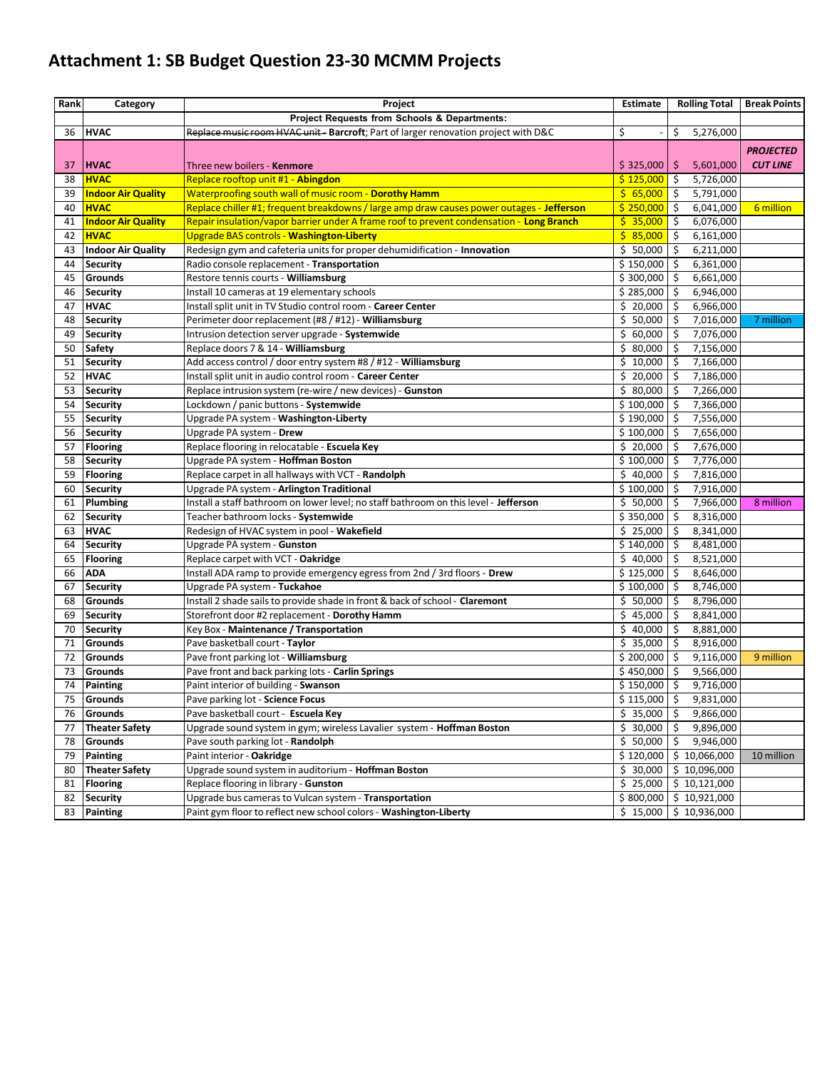# Attachment 1: SB Budget Question 23-30 MCMM Projects

| Rank | Category | Project | Estimate | Rolling Total | Break Points |
|---|---|---|---|---|---|
| | | **Project Requests from Schools & Departments:** | | | |
| 36 | **HVAC** | ~~Replace music room HVAC unit -~~ **Barcroft**; Part of larger renovation project with D&C | $ - | $ 5,276,000 | |
| 37 | **HVAC** | Three new boilers - **Kenmore** | $ 325,000 | $ 5,601,000 | ***PROJECTED CUT LINE*** |
| 38 | **HVAC** | Replace rooftop unit #1 - **Abingdon** | $ 125,000 | $ 5,726,000 | |
| 39 | **Indoor Air Quality** | Waterproofing south wall of music room - **Dorothy Hamm** | $ 65,000 | $ 5,791,000 | |
| 40 | **HVAC** | Replace chiller #1; frequent breakdowns / large amp draw causes power outages - **Jefferson** | $ 250,000 | $ 6,041,000 | 6 million |
| 41 | **Indoor Air Quality** | Repair insulation/vapor barrier under A frame roof to prevent condensation - **Long Branch** | $ 35,000 | $ 6,076,000 | |
| 42 | **HVAC** | Upgrade BAS controls - **Washington-Liberty** | $ 85,000 | $ 6,161,000 | |
| 43 | **Indoor Air Quality** | Redesign gym and cafeteria units for proper dehumidification - **Innovation** | $ 50,000 | $ 6,211,000 | |
| 44 | **Security** | Radio console replacement - **Transportation** | $ 150,000 | $ 6,361,000 | |
| 45 | **Grounds** | Restore tennis courts - **Williamsburg** | $ 300,000 | $ 6,661,000 | |
| 46 | **Security** | Install 10 cameras at 19 elementary schools | $ 285,000 | $ 6,946,000 | |
| 47 | **HVAC** | Install split unit in TV Studio control room - **Career Center** | $ 20,000 | $ 6,966,000 | |
| 48 | **Security** | Perimeter door replacement (#8 / #12) - **Williamsburg** | $ 50,000 | $ 7,016,000 | 7 million |
| 49 | **Security** | Intrusion detection server upgrade - **Systemwide** | $ 60,000 | $ 7,076,000 | |
| 50 | **Safety** | Replace doors 7 & 14 - **Williamsburg** | $ 80,000 | $ 7,156,000 | |
| 51 | **Security** | Add access control / door entry system #8 / #12 - **Williamsburg** | $ 10,000 | $ 7,166,000 | |
| 52 | **HVAC** | Install split unit in audio control room - **Career Center** | $ 20,000 | $ 7,186,000 | |
| 53 | **Security** | Replace intrusion system (re-wire / new devices) - **Gunston** | $ 80,000 | $ 7,266,000 | |
| 54 | **Security** | Lockdown / panic buttons - **Systemwide** | $ 100,000 | $ 7,366,000 | |
| 55 | **Security** | Upgrade PA system - **Washington-Liberty** | $ 190,000 | $ 7,556,000 | |
| 56 | **Security** | Upgrade PA system - **Drew** | $ 100,000 | $ 7,656,000 | |
| 57 | **Flooring** | Replace flooring in relocatable - **Escuela Key** | $ 20,000 | $ 7,676,000 | |
| 58 | **Security** | Upgrade PA system - **Hoffman Boston** | $ 100,000 | $ 7,776,000 | |
| 59 | **Flooring** | Replace carpet in all hallways with VCT - **Randolph** | $ 40,000 | $ 7,816,000 | |
| 60 | **Security** | Upgrade PA system - **Arlington Traditional** | $ 100,000 | $ 7,916,000 | |
| 61 | **Plumbing** | Install a staff bathroom on lower level; no staff bathroom on this level - **Jefferson** | $ 50,000 | $ 7,966,000 | 8 million |
| 62 | **Security** | Teacher bathroom locks - **Systemwide** | $ 350,000 | $ 8,316,000 | |
| 63 | **HVAC** | Redesign of HVAC system in pool - **Wakefield** | $ 25,000 | $ 8,341,000 | |
| 64 | **Security** | Upgrade PA system - **Gunston** | $ 140,000 | $ 8,481,000 | |
| 65 | **Flooring** | Replace carpet with VCT - **Oakridge** | $ 40,000 | $ 8,521,000 | |
| 66 | **ADA** | Install ADA ramp to provide emergency egress from 2nd / 3rd floors - **Drew** | $ 125,000 | $ 8,646,000 | |
| 67 | **Security** | Upgrade PA system - **Tuckahoe** | $ 100,000 | $ 8,746,000 | |
| 68 | **Grounds** | Install 2 shade sails to provide shade in front & back of school - **Claremont** | $ 50,000 | $ 8,796,000 | |
| 69 | **Security** | Storefront door #2 replacement - **Dorothy Hamm** | $ 45,000 | $ 8,841,000 | |
| 70 | **Security** | Key Box - **Maintenance / Transportation** | $ 40,000 | $ 8,881,000 | |
| 71 | **Grounds** | Pave basketball court - **Taylor** | $ 35,000 | $ 8,916,000 | |
| 72 | **Grounds** | Pave front parking lot - **Williamsburg** | $ 200,000 | $ 9,116,000 | 9 million |
| 73 | **Grounds** | Pave front and back parking lots - **Carlin Springs** | $ 450,000 | $ 9,566,000 | |
| 74 | **Painting** | Paint interior of building - **Swanson** | $ 150,000 | $ 9,716,000 | |
| 75 | **Grounds** | Pave parking lot - **Science Focus** | $ 115,000 | $ 9,831,000 | |
| 76 | **Grounds** | Pave basketball court - **Escuela Key** | $ 35,000 | $ 9,866,000 | |
| 77 | **Theater Safety** | Upgrade sound system in gym; wireless Lavalier system - **Hoffman Boston** | $ 30,000 | $ 9,896,000 | |
| 78 | **Grounds** | Pave south parking lot - **Randolph** | $ 50,000 | $ 9,946,000 | |
| 79 | **Painting** | Paint interior - **Oakridge** | $ 120,000 | $ 10,066,000 | 10 million |
| 80 | **Theater Safety** | Upgrade sound system in auditorium - **Hoffman Boston** | $ 30,000 | $ 10,096,000 | |
| 81 | **Flooring** | Replace flooring in library - **Gunston** | $ 25,000 | $ 10,121,000 | |
| 82 | **Security** | Upgrade bus cameras to Vulcan system - **Transportation** | $ 800,000 | $ 10,921,000 | |
| 83 | **Painting** | Paint gym floor to reflect new school colors - **Washington-Liberty** | $ 15,000 | $ 10,936,000 | |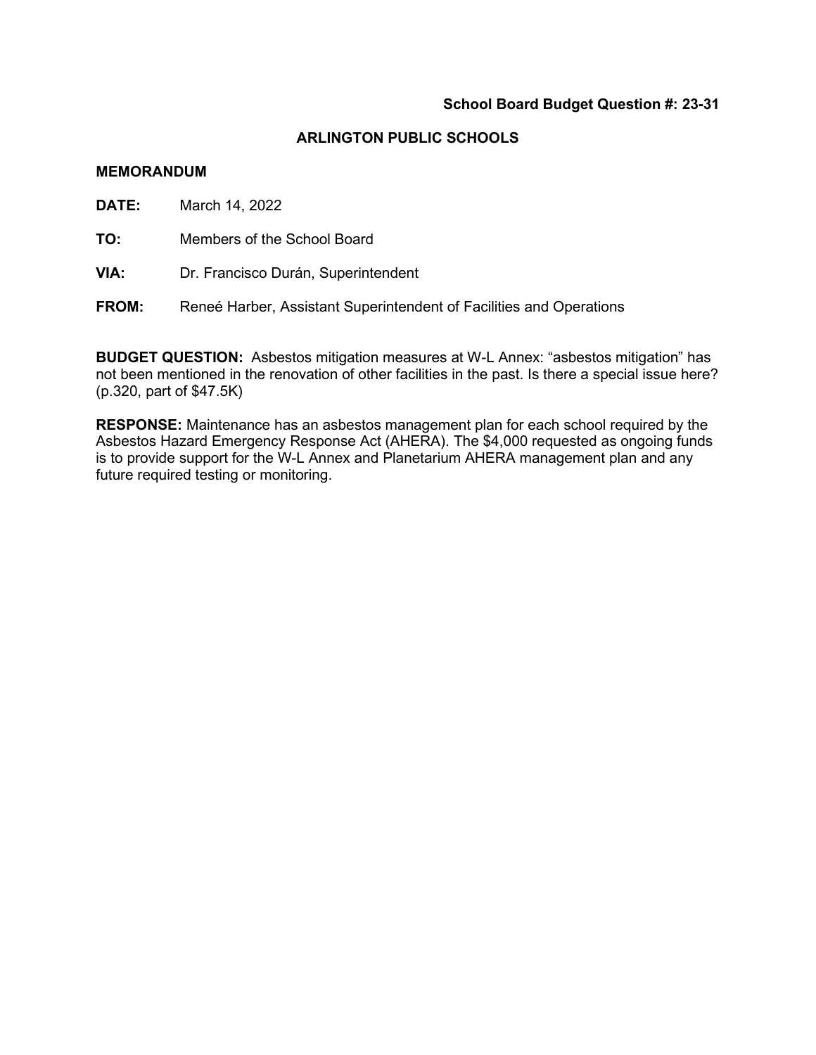**School Board Budget Question #: 23-31**

# ARLINGTON PUBLIC SCHOOLS

## MEMORANDUM

**DATE:** March 14, 2022

**TO:** Members of the School Board

**VIA:** Dr. Francisco Durán, Superintendent

**FROM:** Reneé Harber, Assistant Superintendent of Facilities and Operations

**BUDGET QUESTION:** Asbestos mitigation measures at W-L Annex: "asbestos mitigation" has not been mentioned in the renovation of other facilities in the past. Is there a special issue here? (p.320, part of $47.5K)

**RESPONSE:** Maintenance has an asbestos management plan for each school required by the Asbestos Hazard Emergency Response Act (AHERA). The $4,000 requested as ongoing funds is to provide support for the W-L Annex and Planetarium AHERA management plan and any future required testing or monitoring.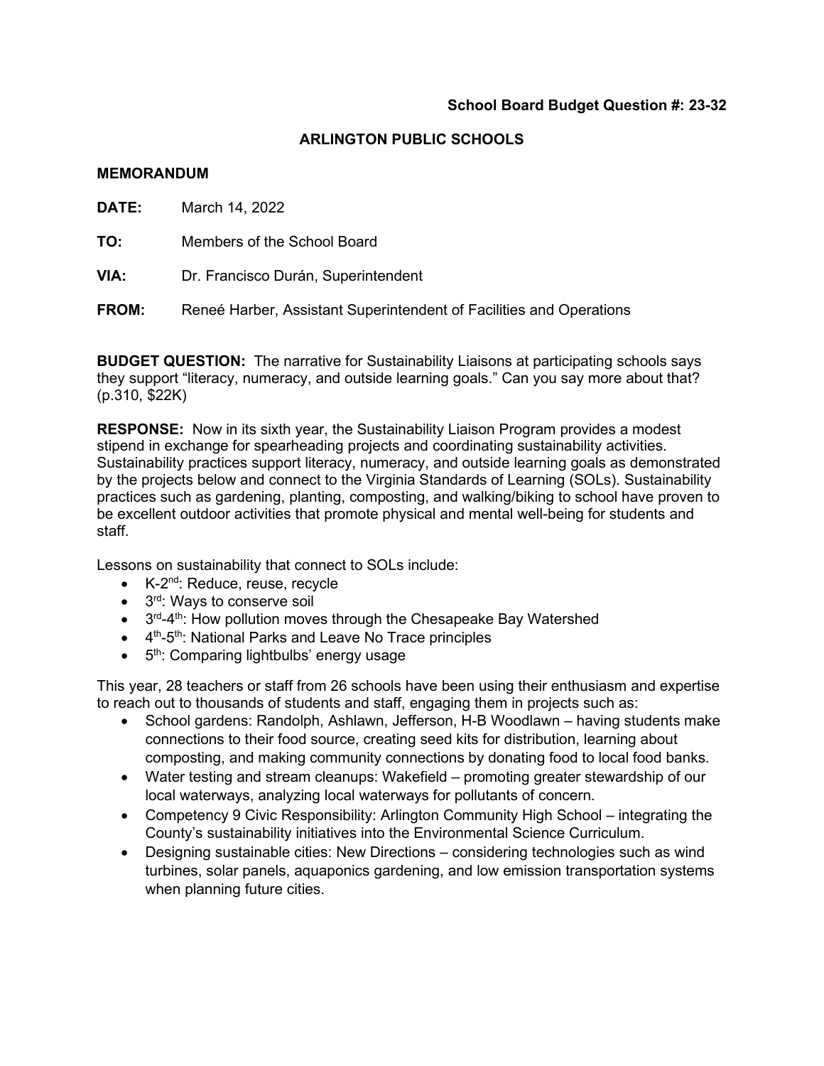**School Board Budget Question #: 23-32**

## ARLINGTON PUBLIC SCHOOLS

### MEMORANDUM

**DATE:** March 14, 2022

**TO:** Members of the School Board

**VIA:** Dr. Francisco Durán, Superintendent

**FROM:** Reneé Harber, Assistant Superintendent of Facilities and Operations

**BUDGET QUESTION:** The narrative for Sustainability Liaisons at participating schools says they support "literacy, numeracy, and outside learning goals." Can you say more about that? (p.310, $22K)

**RESPONSE:** Now in its sixth year, the Sustainability Liaison Program provides a modest stipend in exchange for spearheading projects and coordinating sustainability activities. Sustainability practices support literacy, numeracy, and outside learning goals as demonstrated by the projects below and connect to the Virginia Standards of Learning (SOLs). Sustainability practices such as gardening, planting, composting, and walking/biking to school have proven to be excellent outdoor activities that promote physical and mental well-being for students and staff.

Lessons on sustainability that connect to SOLs include:

- K-2nd: Reduce, reuse, recycle
- 3rd: Ways to conserve soil
- 3rd-4th: How pollution moves through the Chesapeake Bay Watershed
- 4th-5th: National Parks and Leave No Trace principles
- 5th: Comparing lightbulbs' energy usage

This year, 28 teachers or staff from 26 schools have been using their enthusiasm and expertise to reach out to thousands of students and staff, engaging them in projects such as:

- School gardens: Randolph, Ashlawn, Jefferson, H-B Woodlawn – having students make connections to their food source, creating seed kits for distribution, learning about composting, and making community connections by donating food to local food banks.
- Water testing and stream cleanups: Wakefield – promoting greater stewardship of our local waterways, analyzing local waterways for pollutants of concern.
- Competency 9 Civic Responsibility: Arlington Community High School – integrating the County's sustainability initiatives into the Environmental Science Curriculum.
- Designing sustainable cities: New Directions – considering technologies such as wind turbines, solar panels, aquaponics gardening, and low emission transportation systems when planning future cities.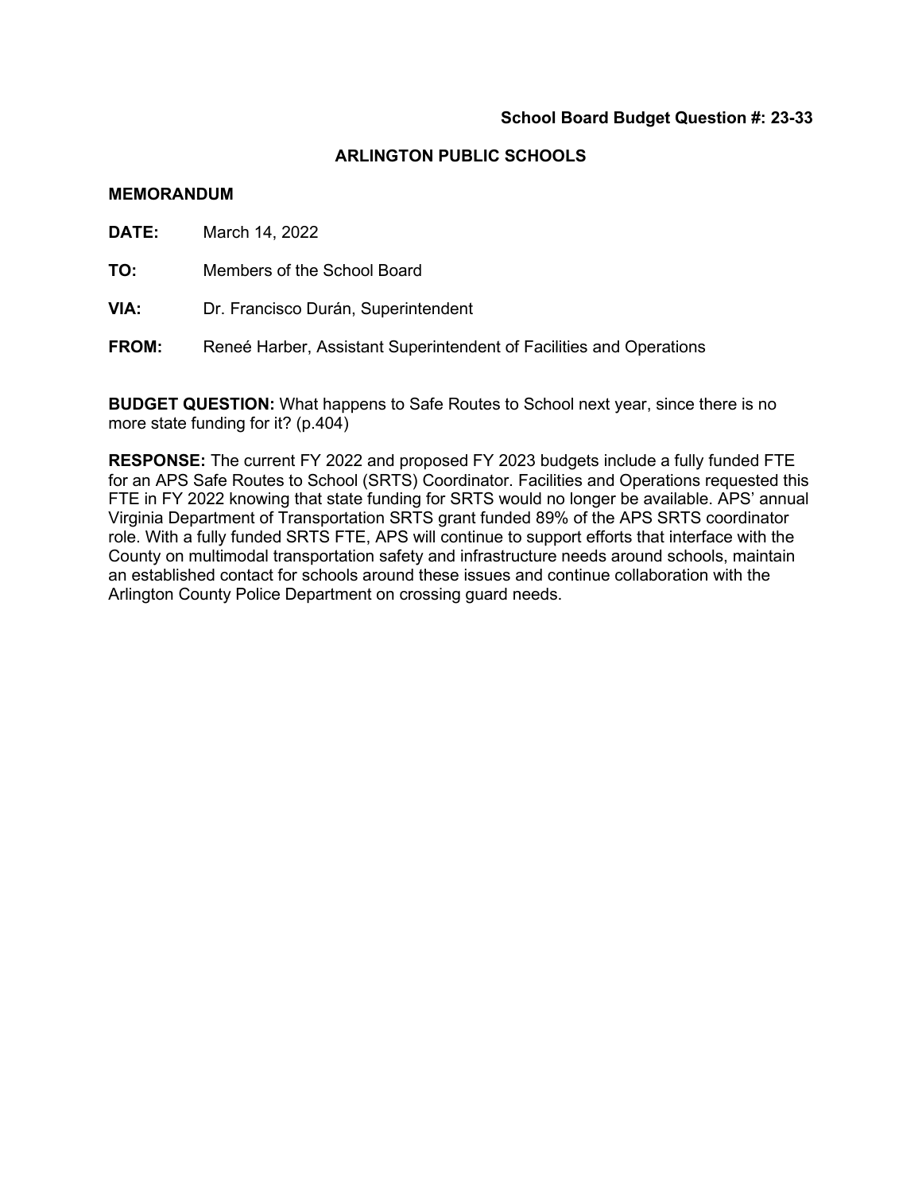**School Board Budget Question #: 23-33**

## ARLINGTON PUBLIC SCHOOLS

**MEMORANDUM**

**DATE:** March 14, 2022

**TO:** Members of the School Board

**VIA:** Dr. Francisco Durán, Superintendent

**FROM:** Reneé Harber, Assistant Superintendent of Facilities and Operations

**BUDGET QUESTION:** What happens to Safe Routes to School next year, since there is no more state funding for it? (p.404)

**RESPONSE:** The current FY 2022 and proposed FY 2023 budgets include a fully funded FTE for an APS Safe Routes to School (SRTS) Coordinator. Facilities and Operations requested this FTE in FY 2022 knowing that state funding for SRTS would no longer be available. APS' annual Virginia Department of Transportation SRTS grant funded 89% of the APS SRTS coordinator role. With a fully funded SRTS FTE, APS will continue to support efforts that interface with the County on multimodal transportation safety and infrastructure needs around schools, maintain an established contact for schools around these issues and continue collaboration with the Arlington County Police Department on crossing guard needs.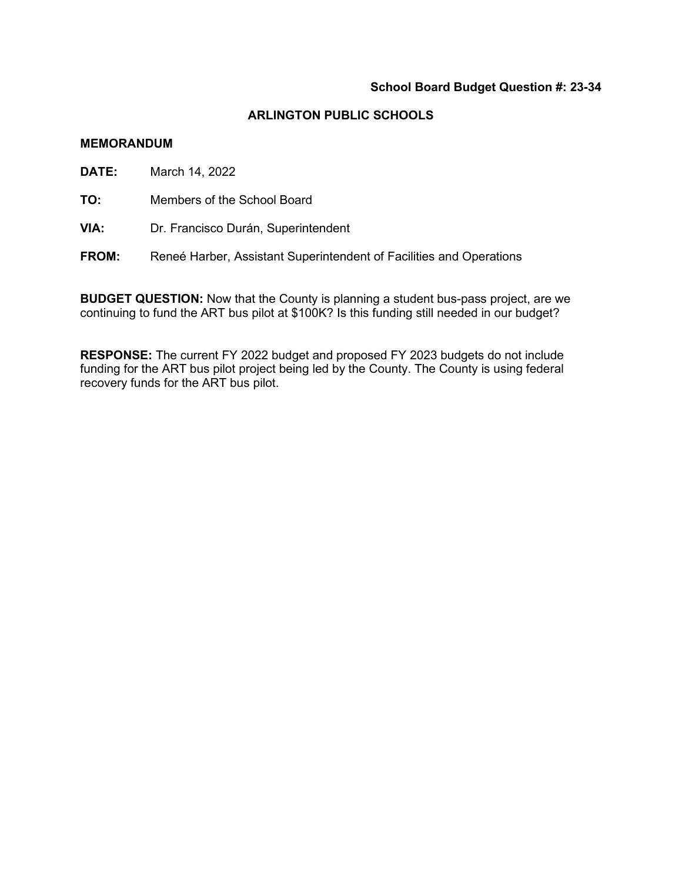**School Board Budget Question #: 23-34**

## ARLINGTON PUBLIC SCHOOLS

**MEMORANDUM**

**DATE:** March 14, 2022

**TO:** Members of the School Board

**VIA:** Dr. Francisco Durán, Superintendent

**FROM:** Reneé Harber, Assistant Superintendent of Facilities and Operations

**BUDGET QUESTION:** Now that the County is planning a student bus-pass project, are we continuing to fund the ART bus pilot at $100K? Is this funding still needed in our budget?

**RESPONSE:** The current FY 2022 budget and proposed FY 2023 budgets do not include funding for the ART bus pilot project being led by the County. The County is using federal recovery funds for the ART bus pilot.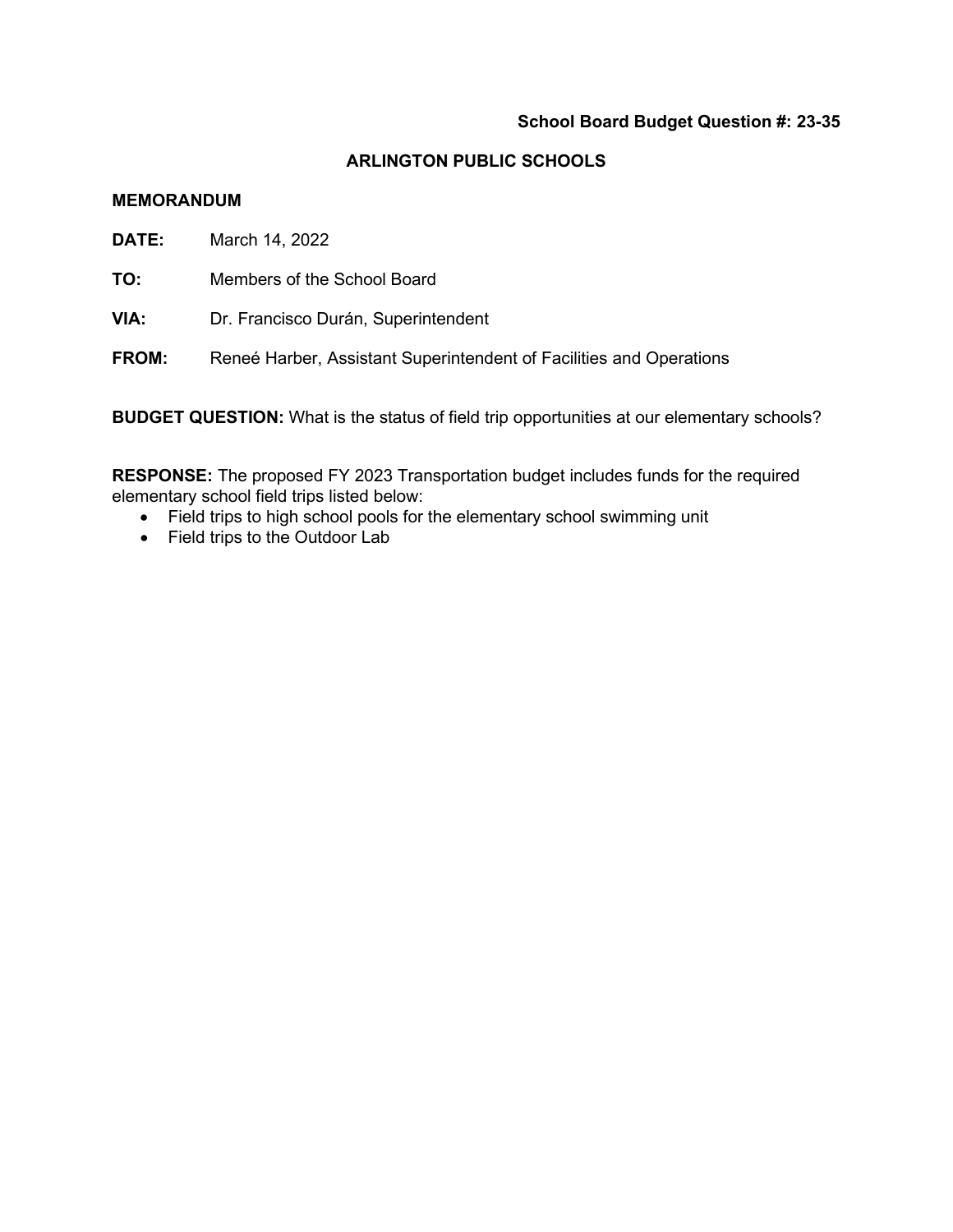**School Board Budget Question #: 23-35**

**ARLINGTON PUBLIC SCHOOLS**

**MEMORANDUM**

**DATE:** March 14, 2022

**TO:** Members of the School Board

**VIA:** Dr. Francisco Durán, Superintendent

**FROM:** Reneé Harber, Assistant Superintendent of Facilities and Operations

**BUDGET QUESTION:** What is the status of field trip opportunities at our elementary schools?

**RESPONSE:** The proposed FY 2023 Transportation budget includes funds for the required elementary school field trips listed below:

- Field trips to high school pools for the elementary school swimming unit
- Field trips to the Outdoor Lab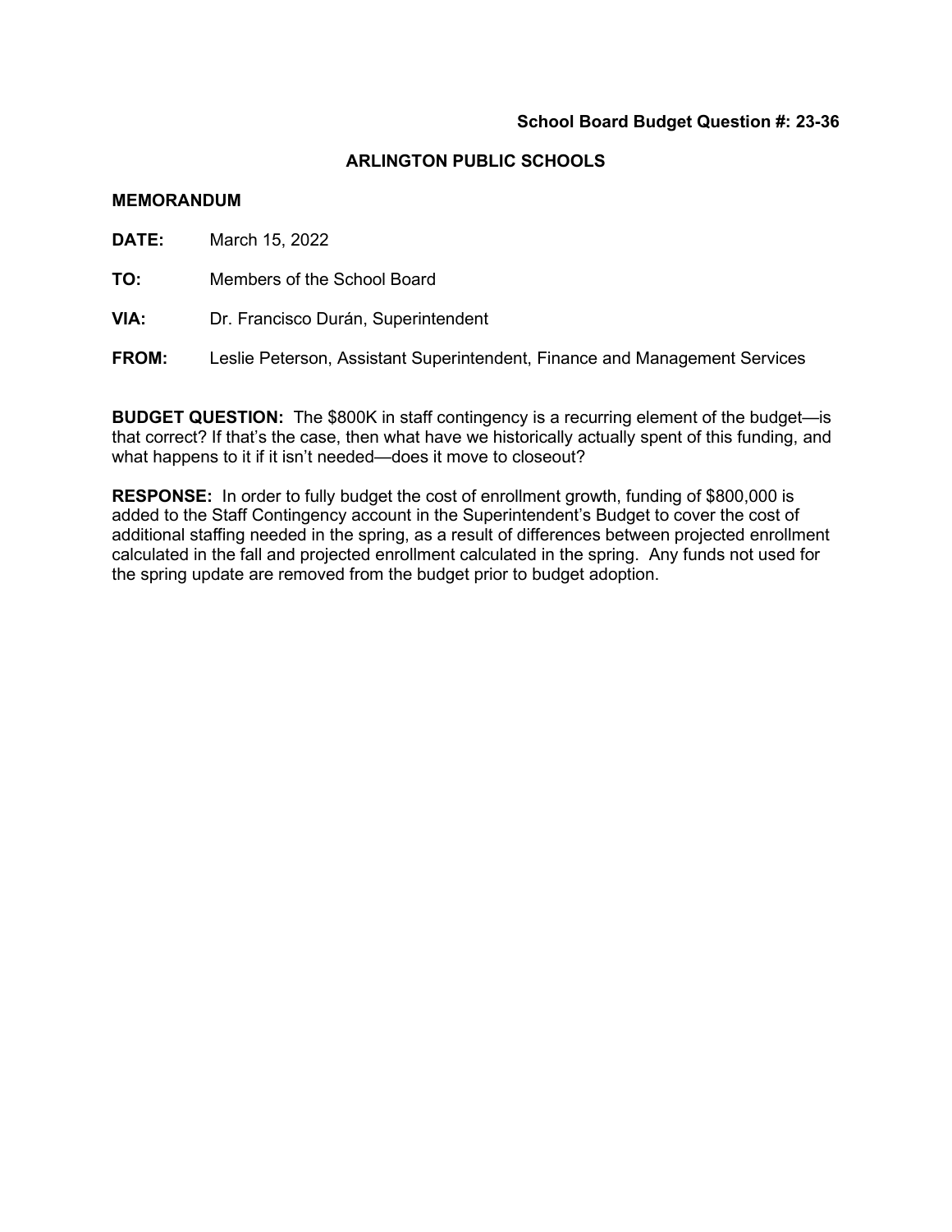**School Board Budget Question #: 23-36**

**ARLINGTON PUBLIC SCHOOLS**

**MEMORANDUM**

**DATE:** March 15, 2022

**TO:** Members of the School Board

**VIA:** Dr. Francisco Durán, Superintendent

**FROM:** Leslie Peterson, Assistant Superintendent, Finance and Management Services

**BUDGET QUESTION:** The $800K in staff contingency is a recurring element of the budget—is that correct? If that's the case, then what have we historically actually spent of this funding, and what happens to it if it isn't needed—does it move to closeout?

**RESPONSE:** In order to fully budget the cost of enrollment growth, funding of $800,000 is added to the Staff Contingency account in the Superintendent's Budget to cover the cost of additional staffing needed in the spring, as a result of differences between projected enrollment calculated in the fall and projected enrollment calculated in the spring. Any funds not used for the spring update are removed from the budget prior to budget adoption.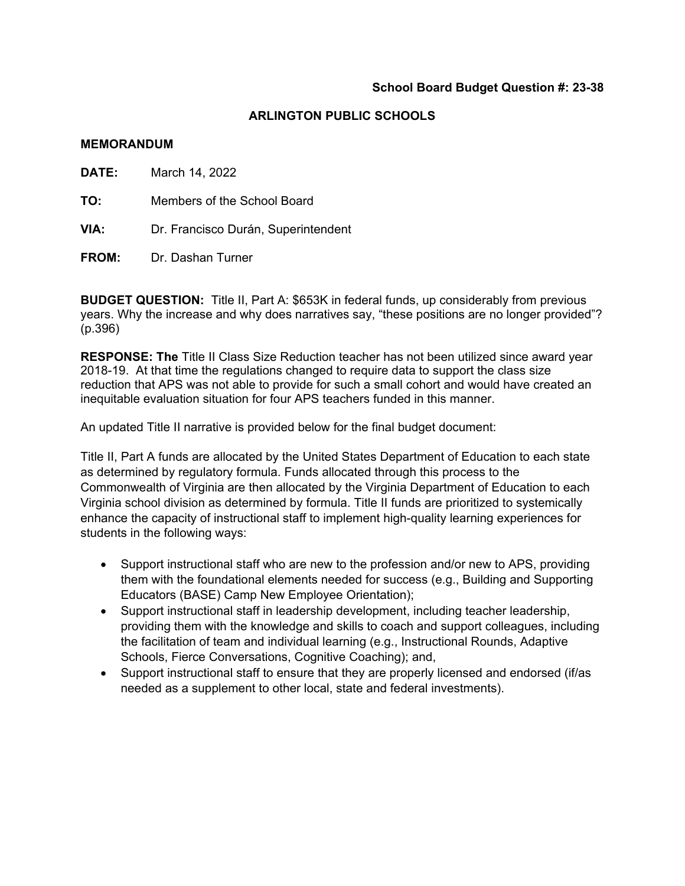**School Board Budget Question #: 23-38**

## ARLINGTON PUBLIC SCHOOLS

**MEMORANDUM**

**DATE:** March 14, 2022

**TO:** Members of the School Board

**VIA:** Dr. Francisco Durán, Superintendent

**FROM:** Dr. Dashan Turner

**BUDGET QUESTION:** Title II, Part A: $653K in federal funds, up considerably from previous years. Why the increase and why does narratives say, "these positions are no longer provided"? (p.396)

**RESPONSE: The** Title II Class Size Reduction teacher has not been utilized since award year 2018-19. At that time the regulations changed to require data to support the class size reduction that APS was not able to provide for such a small cohort and would have created an inequitable evaluation situation for four APS teachers funded in this manner.

An updated Title II narrative is provided below for the final budget document:

Title II, Part A funds are allocated by the United States Department of Education to each state as determined by regulatory formula. Funds allocated through this process to the Commonwealth of Virginia are then allocated by the Virginia Department of Education to each Virginia school division as determined by formula. Title II funds are prioritized to systemically enhance the capacity of instructional staff to implement high-quality learning experiences for students in the following ways:

- Support instructional staff who are new to the profession and/or new to APS, providing them with the foundational elements needed for success (e.g., Building and Supporting Educators (BASE) Camp New Employee Orientation);
- Support instructional staff in leadership development, including teacher leadership, providing them with the knowledge and skills to coach and support colleagues, including the facilitation of team and individual learning (e.g., Instructional Rounds, Adaptive Schools, Fierce Conversations, Cognitive Coaching); and,
- Support instructional staff to ensure that they are properly licensed and endorsed (if/as needed as a supplement to other local, state and federal investments).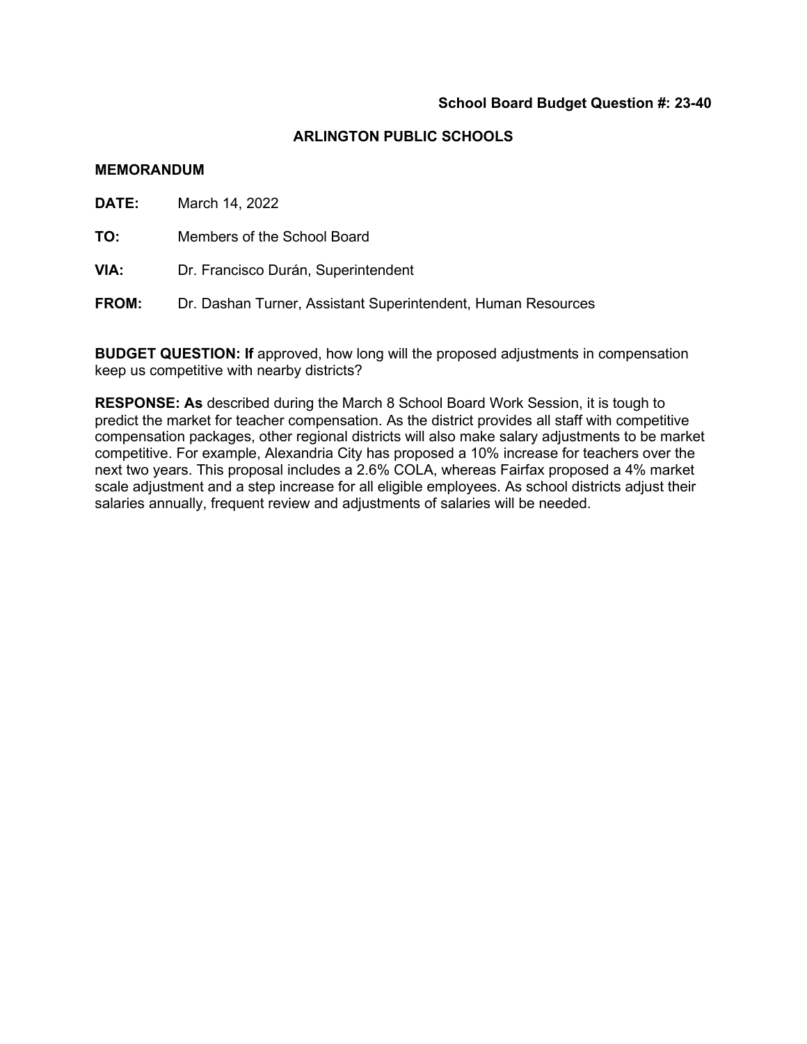**School Board Budget Question #: 23-40**

## ARLINGTON PUBLIC SCHOOLS

**MEMORANDUM**

**DATE:** March 14, 2022

**TO:** Members of the School Board

**VIA:** Dr. Francisco Durán, Superintendent

**FROM:** Dr. Dashan Turner, Assistant Superintendent, Human Resources

**BUDGET QUESTION: If** approved, how long will the proposed adjustments in compensation keep us competitive with nearby districts?

**RESPONSE: As** described during the March 8 School Board Work Session, it is tough to predict the market for teacher compensation. As the district provides all staff with competitive compensation packages, other regional districts will also make salary adjustments to be market competitive. For example, Alexandria City has proposed a 10% increase for teachers over the next two years. This proposal includes a 2.6% COLA, whereas Fairfax proposed a 4% market scale adjustment and a step increase for all eligible employees. As school districts adjust their salaries annually, frequent review and adjustments of salaries will be needed.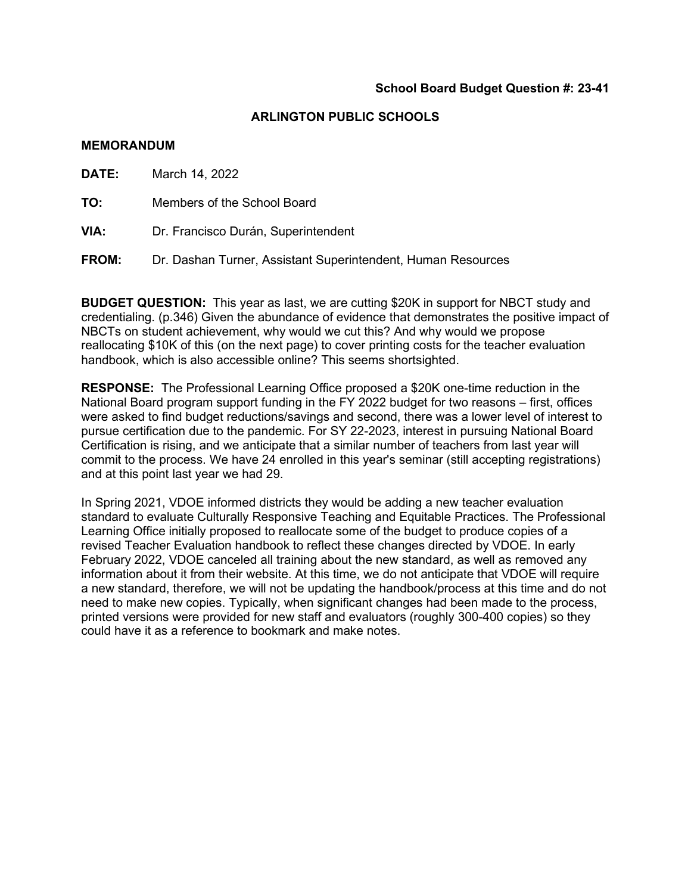**School Board Budget Question #: 23-41**

**ARLINGTON PUBLIC SCHOOLS**

**MEMORANDUM**

**DATE:** March 14, 2022

**TO:** Members of the School Board

**VIA:** Dr. Francisco Durán, Superintendent

**FROM:** Dr. Dashan Turner, Assistant Superintendent, Human Resources

**BUDGET QUESTION:** This year as last, we are cutting $20K in support for NBCT study and credentialing. (p.346) Given the abundance of evidence that demonstrates the positive impact of NBCTs on student achievement, why would we cut this? And why would we propose reallocating $10K of this (on the next page) to cover printing costs for the teacher evaluation handbook, which is also accessible online? This seems shortsighted.

**RESPONSE:** The Professional Learning Office proposed a $20K one-time reduction in the National Board program support funding in the FY 2022 budget for two reasons – first, offices were asked to find budget reductions/savings and second, there was a lower level of interest to pursue certification due to the pandemic. For SY 22-2023, interest in pursuing National Board Certification is rising, and we anticipate that a similar number of teachers from last year will commit to the process. We have 24 enrolled in this year's seminar (still accepting registrations) and at this point last year we had 29.

In Spring 2021, VDOE informed districts they would be adding a new teacher evaluation standard to evaluate Culturally Responsive Teaching and Equitable Practices. The Professional Learning Office initially proposed to reallocate some of the budget to produce copies of a revised Teacher Evaluation handbook to reflect these changes directed by VDOE. In early February 2022, VDOE canceled all training about the new standard, as well as removed any information about it from their website. At this time, we do not anticipate that VDOE will require a new standard, therefore, we will not be updating the handbook/process at this time and do not need to make new copies. Typically, when significant changes had been made to the process, printed versions were provided for new staff and evaluators (roughly 300-400 copies) so they could have it as a reference to bookmark and make notes.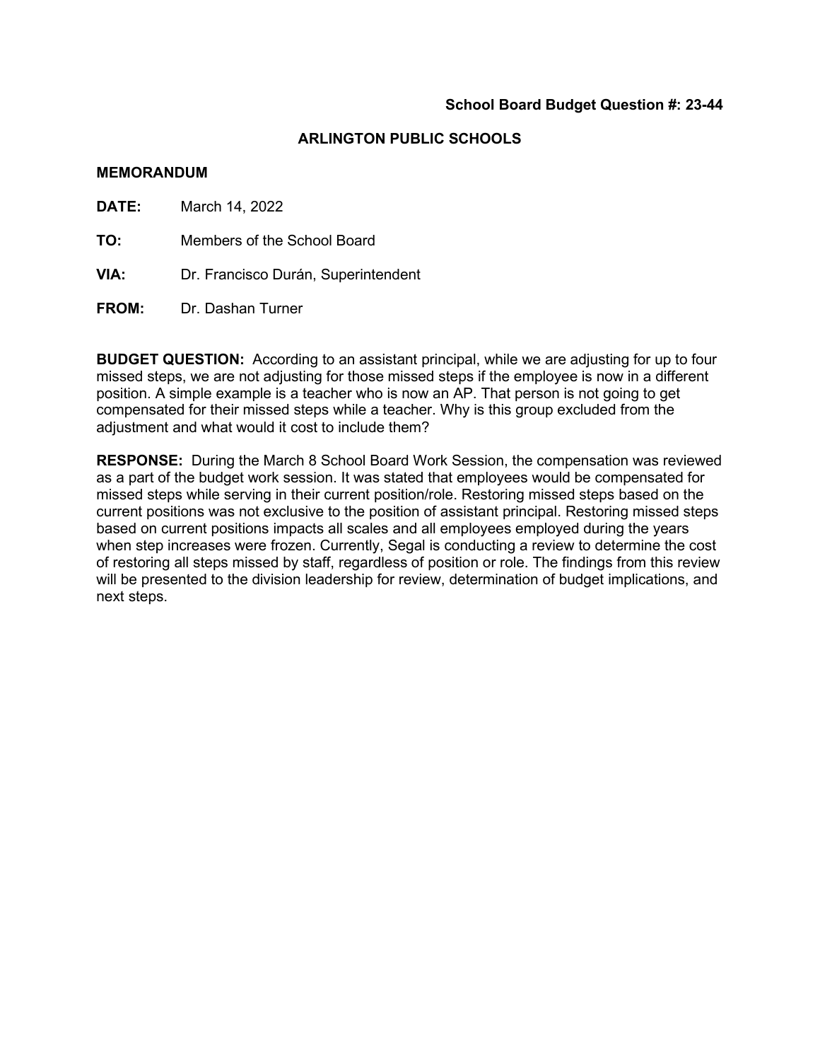**School Board Budget Question #: 23-44**

**ARLINGTON PUBLIC SCHOOLS**

**MEMORANDUM**

**DATE:** March 14, 2022

**TO:** Members of the School Board

**VIA:** Dr. Francisco Durán, Superintendent

**FROM:** Dr. Dashan Turner

**BUDGET QUESTION:** According to an assistant principal, while we are adjusting for up to four missed steps, we are not adjusting for those missed steps if the employee is now in a different position. A simple example is a teacher who is now an AP. That person is not going to get compensated for their missed steps while a teacher. Why is this group excluded from the adjustment and what would it cost to include them?

**RESPONSE:** During the March 8 School Board Work Session, the compensation was reviewed as a part of the budget work session. It was stated that employees would be compensated for missed steps while serving in their current position/role. Restoring missed steps based on the current positions was not exclusive to the position of assistant principal. Restoring missed steps based on current positions impacts all scales and all employees employed during the years when step increases were frozen. Currently, Segal is conducting a review to determine the cost of restoring all steps missed by staff, regardless of position or role. The findings from this review will be presented to the division leadership for review, determination of budget implications, and next steps.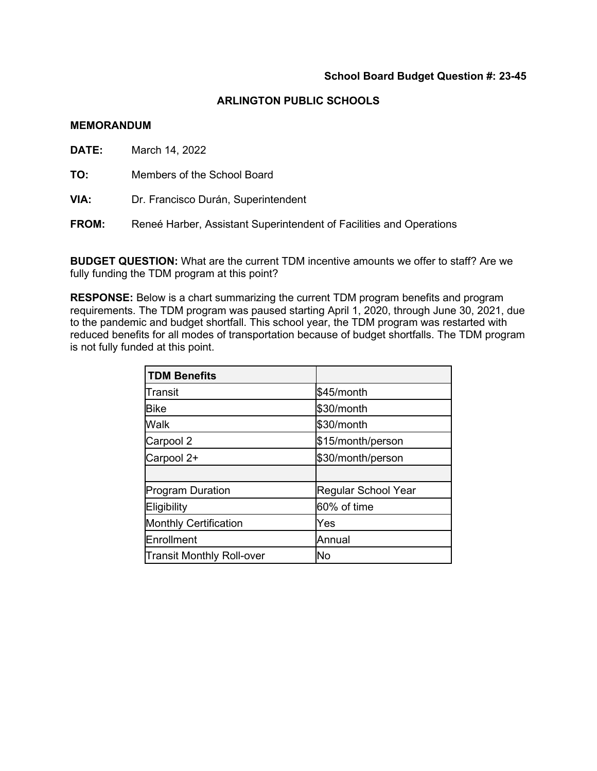**School Board Budget Question #: 23-45**

## ARLINGTON PUBLIC SCHOOLS

**MEMORANDUM**

**DATE:** March 14, 2022

**TO:** Members of the School Board

**VIA:** Dr. Francisco Durán, Superintendent

**FROM:** Reneé Harber, Assistant Superintendent of Facilities and Operations

**BUDGET QUESTION:** What are the current TDM incentive amounts we offer to staff? Are we fully funding the TDM program at this point?

**RESPONSE:** Below is a chart summarizing the current TDM program benefits and program requirements. The TDM program was paused starting April 1, 2020, through June 30, 2021, due to the pandemic and budget shortfall. This school year, the TDM program was restarted with reduced benefits for all modes of transportation because of budget shortfalls. The TDM program is not fully funded at this point.

| TDM Benefits | |
|---|---|
| Transit | $45/month |
| Bike | $30/month |
| Walk | $30/month |
| Carpool 2 | $15/month/person |
| Carpool 2+ | $30/month/person |
| | |
| Program Duration | Regular School Year |
| Eligibility | 60% of time |
| Monthly Certification | Yes |
| Enrollment | Annual |
| Transit Monthly Roll-over | No |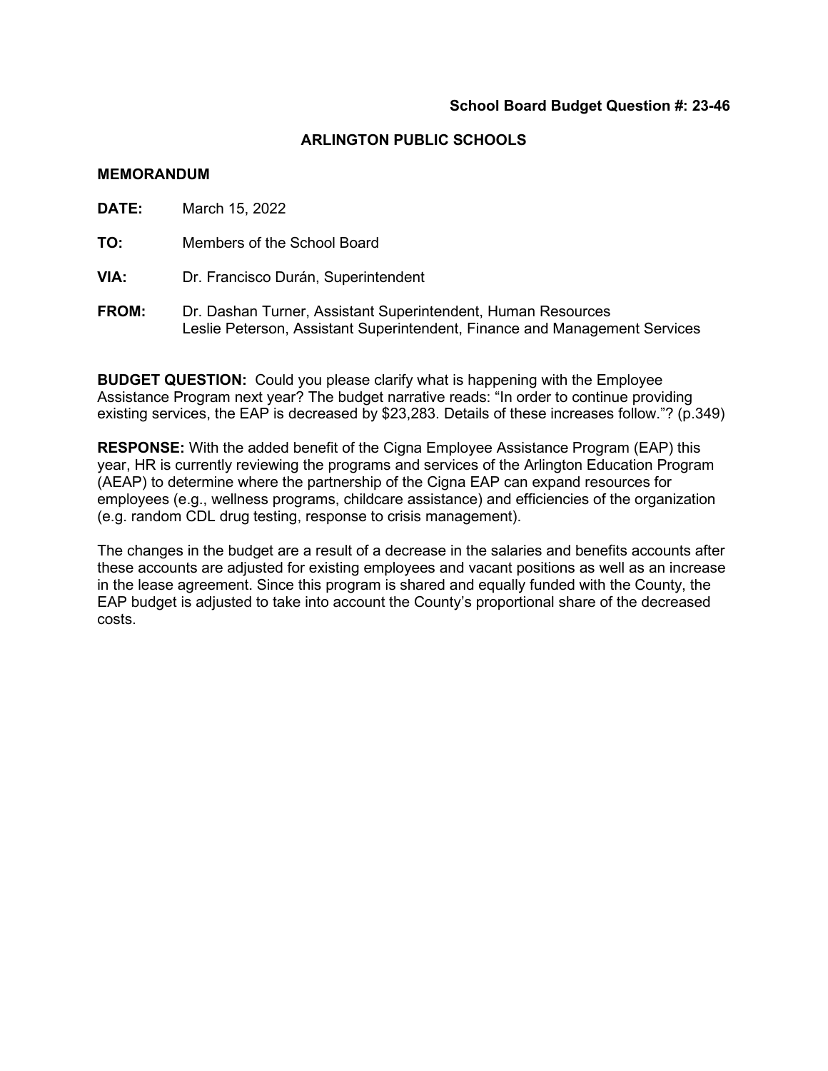**School Board Budget Question #: 23-46**

**ARLINGTON PUBLIC SCHOOLS**

**MEMORANDUM**

**DATE:** March 15, 2022

**TO:** Members of the School Board

**VIA:** Dr. Francisco Durán, Superintendent

**FROM:** Dr. Dashan Turner, Assistant Superintendent, Human Resources
Leslie Peterson, Assistant Superintendent, Finance and Management Services

**BUDGET QUESTION:** Could you please clarify what is happening with the Employee Assistance Program next year? The budget narrative reads: "In order to continue providing existing services, the EAP is decreased by $23,283. Details of these increases follow."? (p.349)

**RESPONSE:** With the added benefit of the Cigna Employee Assistance Program (EAP) this year, HR is currently reviewing the programs and services of the Arlington Education Program (AEAP) to determine where the partnership of the Cigna EAP can expand resources for employees (e.g., wellness programs, childcare assistance) and efficiencies of the organization (e.g. random CDL drug testing, response to crisis management).

The changes in the budget are a result of a decrease in the salaries and benefits accounts after these accounts are adjusted for existing employees and vacant positions as well as an increase in the lease agreement. Since this program is shared and equally funded with the County, the EAP budget is adjusted to take into account the County's proportional share of the decreased costs.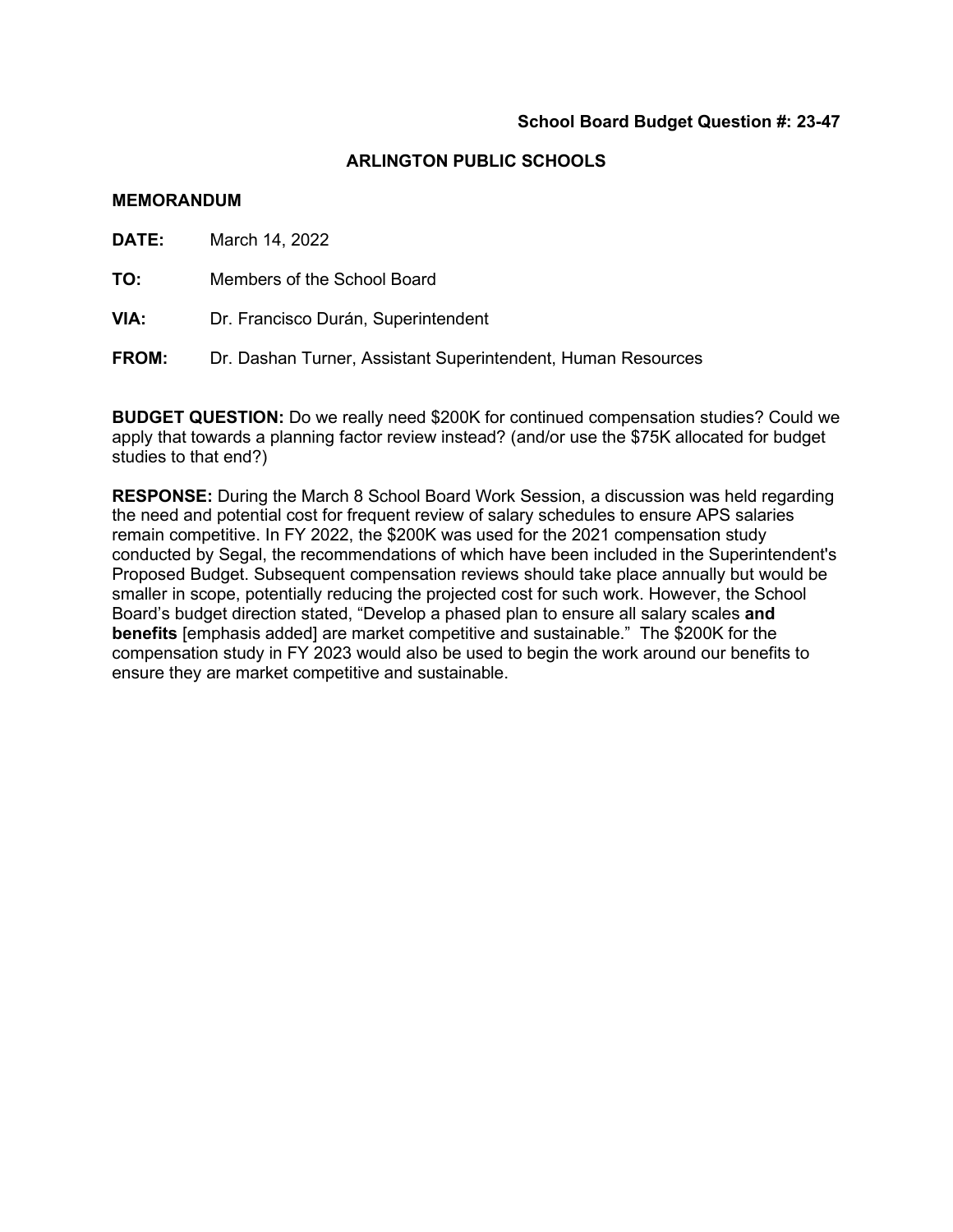**School Board Budget Question #: 23-47**

**ARLINGTON PUBLIC SCHOOLS**

**MEMORANDUM**

**DATE:** March 14, 2022

**TO:** Members of the School Board

**VIA:** Dr. Francisco Durán, Superintendent

**FROM:** Dr. Dashan Turner, Assistant Superintendent, Human Resources

**BUDGET QUESTION:** Do we really need $200K for continued compensation studies? Could we apply that towards a planning factor review instead? (and/or use the $75K allocated for budget studies to that end?)

**RESPONSE:** During the March 8 School Board Work Session, a discussion was held regarding the need and potential cost for frequent review of salary schedules to ensure APS salaries remain competitive. In FY 2022, the $200K was used for the 2021 compensation study conducted by Segal, the recommendations of which have been included in the Superintendent's Proposed Budget. Subsequent compensation reviews should take place annually but would be smaller in scope, potentially reducing the projected cost for such work. However, the School Board's budget direction stated, "Develop a phased plan to ensure all salary scales **and benefits** [emphasis added] are market competitive and sustainable." The $200K for the compensation study in FY 2023 would also be used to begin the work around our benefits to ensure they are market competitive and sustainable.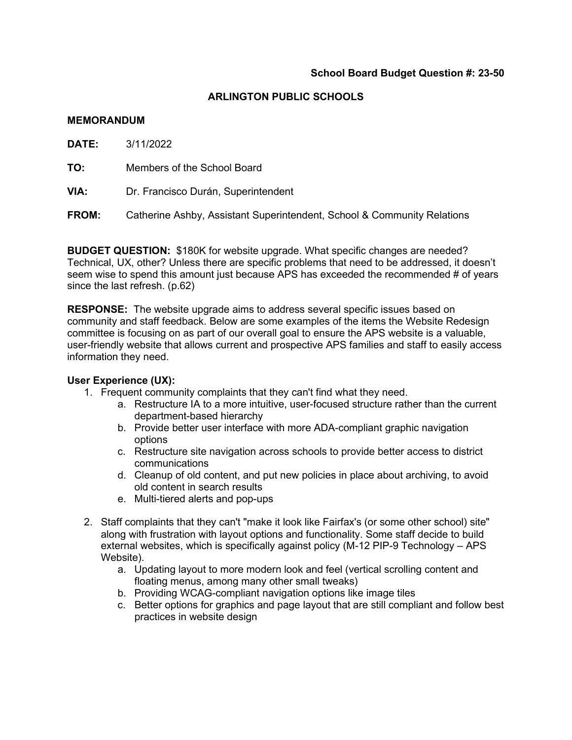**School Board Budget Question #: 23-50**

**ARLINGTON PUBLIC SCHOOLS**

**MEMORANDUM**

**DATE:** 3/11/2022

**TO:** Members of the School Board

**VIA:** Dr. Francisco Durán, Superintendent

**FROM:** Catherine Ashby, Assistant Superintendent, School & Community Relations

**BUDGET QUESTION:** $180K for website upgrade. What specific changes are needed? Technical, UX, other? Unless there are specific problems that need to be addressed, it doesn't seem wise to spend this amount just because APS has exceeded the recommended # of years since the last refresh. (p.62)

**RESPONSE:** The website upgrade aims to address several specific issues based on community and staff feedback. Below are some examples of the items the Website Redesign committee is focusing on as part of our overall goal to ensure the APS website is a valuable, user-friendly website that allows current and prospective APS families and staff to easily access information they need.

**User Experience (UX):**

1. Frequent community complaints that they can't find what they need.
   a. Restructure IA to a more intuitive, user-focused structure rather than the current department-based hierarchy
   b. Provide better user interface with more ADA-compliant graphic navigation options
   c. Restructure site navigation across schools to provide better access to district communications
   d. Cleanup of old content, and put new policies in place about archiving, to avoid old content in search results
   e. Multi-tiered alerts and pop-ups

2. Staff complaints that they can't "make it look like Fairfax's (or some other school) site" along with frustration with layout options and functionality. Some staff decide to build external websites, which is specifically against policy (M-12 PIP-9 Technology – APS Website).
   a. Updating layout to more modern look and feel (vertical scrolling content and floating menus, among many other small tweaks)
   b. Providing WCAG-compliant navigation options like image tiles
   c. Better options for graphics and page layout that are still compliant and follow best practices in website design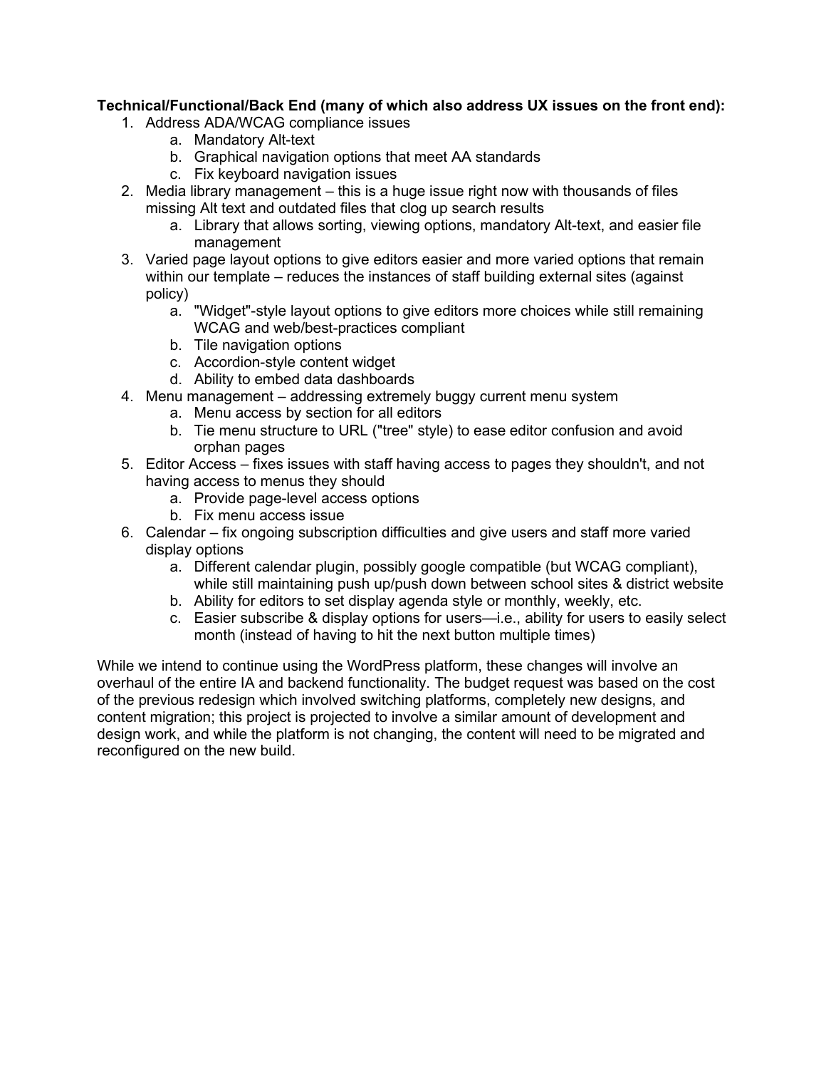**Technical/Functional/Back End (many of which also address UX issues on the front end):**

1. Address ADA/WCAG compliance issues
   a. Mandatory Alt-text
   b. Graphical navigation options that meet AA standards
   c. Fix keyboard navigation issues
2. Media library management – this is a huge issue right now with thousands of files missing Alt text and outdated files that clog up search results
   a. Library that allows sorting, viewing options, mandatory Alt-text, and easier file management
3. Varied page layout options to give editors easier and more varied options that remain within our template – reduces the instances of staff building external sites (against policy)
   a. "Widget"-style layout options to give editors more choices while still remaining WCAG and web/best-practices compliant
   b. Tile navigation options
   c. Accordion-style content widget
   d. Ability to embed data dashboards
4. Menu management – addressing extremely buggy current menu system
   a. Menu access by section for all editors
   b. Tie menu structure to URL ("tree" style) to ease editor confusion and avoid orphan pages
5. Editor Access – fixes issues with staff having access to pages they shouldn't, and not having access to menus they should
   a. Provide page-level access options
   b. Fix menu access issue
6. Calendar – fix ongoing subscription difficulties and give users and staff more varied display options
   a. Different calendar plugin, possibly google compatible (but WCAG compliant), while still maintaining push up/push down between school sites & district website
   b. Ability for editors to set display agenda style or monthly, weekly, etc.
   c. Easier subscribe & display options for users—i.e., ability for users to easily select month (instead of having to hit the next button multiple times)

While we intend to continue using the WordPress platform, these changes will involve an overhaul of the entire IA and backend functionality. The budget request was based on the cost of the previous redesign which involved switching platforms, completely new designs, and content migration; this project is projected to involve a similar amount of development and design work, and while the platform is not changing, the content will need to be migrated and reconfigured on the new build.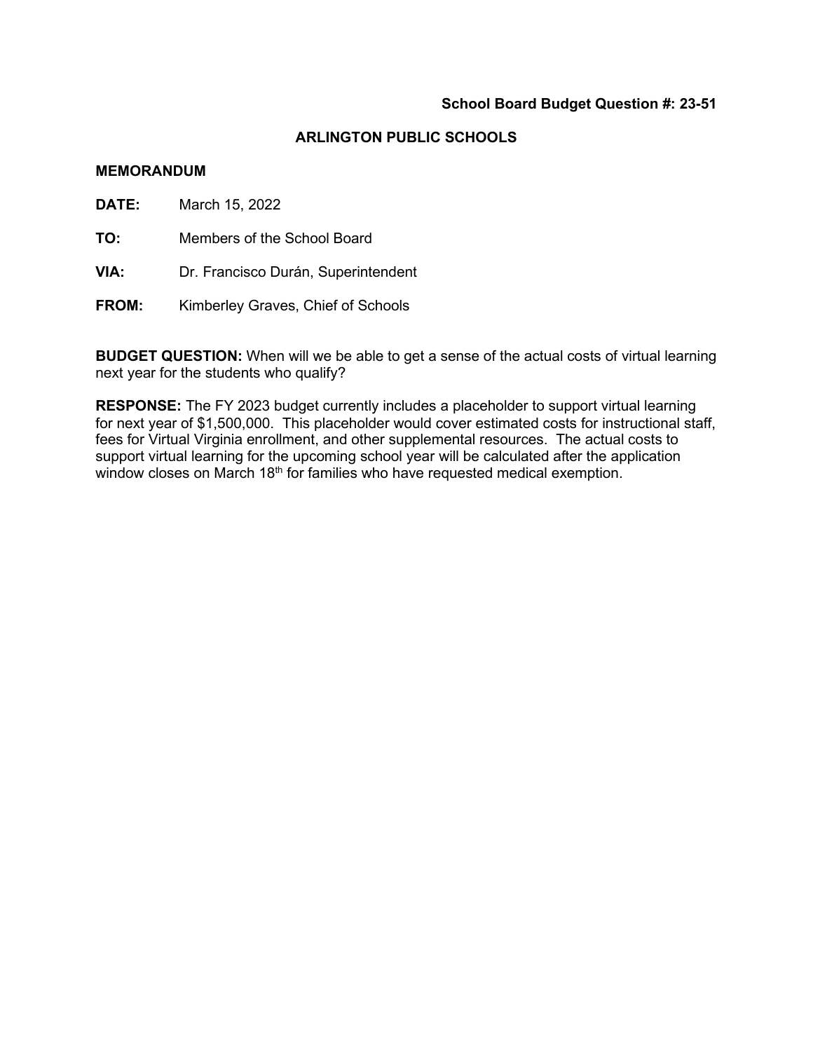**School Board Budget Question #: 23-51**

**ARLINGTON PUBLIC SCHOOLS**

**MEMORANDUM**

**DATE:** March 15, 2022

**TO:** Members of the School Board

**VIA:** Dr. Francisco Durán, Superintendent

**FROM:** Kimberley Graves, Chief of Schools

**BUDGET QUESTION:** When will we be able to get a sense of the actual costs of virtual learning next year for the students who qualify?

**RESPONSE:** The FY 2023 budget currently includes a placeholder to support virtual learning for next year of $1,500,000. This placeholder would cover estimated costs for instructional staff, fees for Virtual Virginia enrollment, and other supplemental resources. The actual costs to support virtual learning for the upcoming school year will be calculated after the application window closes on March 18th for families who have requested medical exemption.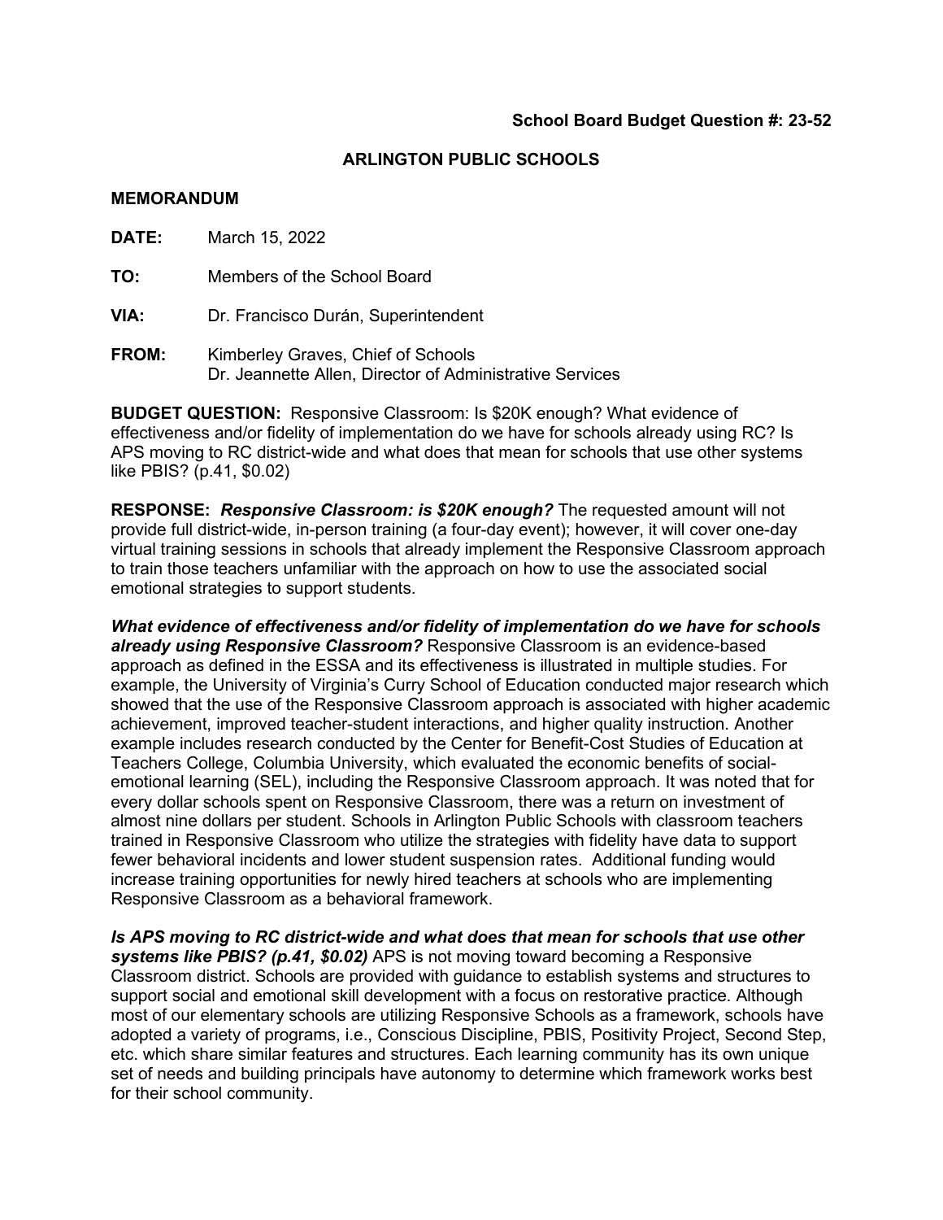**School Board Budget Question #: 23-52**

## ARLINGTON PUBLIC SCHOOLS

**MEMORANDUM**

**DATE:** March 15, 2022

**TO:** Members of the School Board

**VIA:** Dr. Francisco Durán, Superintendent

**FROM:** Kimberley Graves, Chief of Schools
Dr. Jeannette Allen, Director of Administrative Services

**BUDGET QUESTION:** Responsive Classroom: Is $20K enough? What evidence of effectiveness and/or fidelity of implementation do we have for schools already using RC? Is APS moving to RC district-wide and what does that mean for schools that use other systems like PBIS? (p.41, $0.02)

**RESPONSE:** ***Responsive Classroom: is $20K enough?*** The requested amount will not provide full district-wide, in-person training (a four-day event); however, it will cover one-day virtual training sessions in schools that already implement the Responsive Classroom approach to train those teachers unfamiliar with the approach on how to use the associated social emotional strategies to support students.

***What evidence of effectiveness and/or fidelity of implementation do we have for schools already using Responsive Classroom?*** Responsive Classroom is an evidence-based approach as defined in the ESSA and its effectiveness is illustrated in multiple studies. For example, the University of Virginia's Curry School of Education conducted major research which showed that the use of the Responsive Classroom approach is associated with higher academic achievement, improved teacher-student interactions, and higher quality instruction. Another example includes research conducted by the Center for Benefit-Cost Studies of Education at Teachers College, Columbia University, which evaluated the economic benefits of social-emotional learning (SEL), including the Responsive Classroom approach. It was noted that for every dollar schools spent on Responsive Classroom, there was a return on investment of almost nine dollars per student. Schools in Arlington Public Schools with classroom teachers trained in Responsive Classroom who utilize the strategies with fidelity have data to support fewer behavioral incidents and lower student suspension rates. Additional funding would increase training opportunities for newly hired teachers at schools who are implementing Responsive Classroom as a behavioral framework.

***Is APS moving to RC district-wide and what does that mean for schools that use other systems like PBIS? (p.41, $0.02)*** APS is not moving toward becoming a Responsive Classroom district. Schools are provided with guidance to establish systems and structures to support social and emotional skill development with a focus on restorative practice. Although most of our elementary schools are utilizing Responsive Schools as a framework, schools have adopted a variety of programs, i.e., Conscious Discipline, PBIS, Positivity Project, Second Step, etc. which share similar features and structures. Each learning community has its own unique set of needs and building principals have autonomy to determine which framework works best for their school community.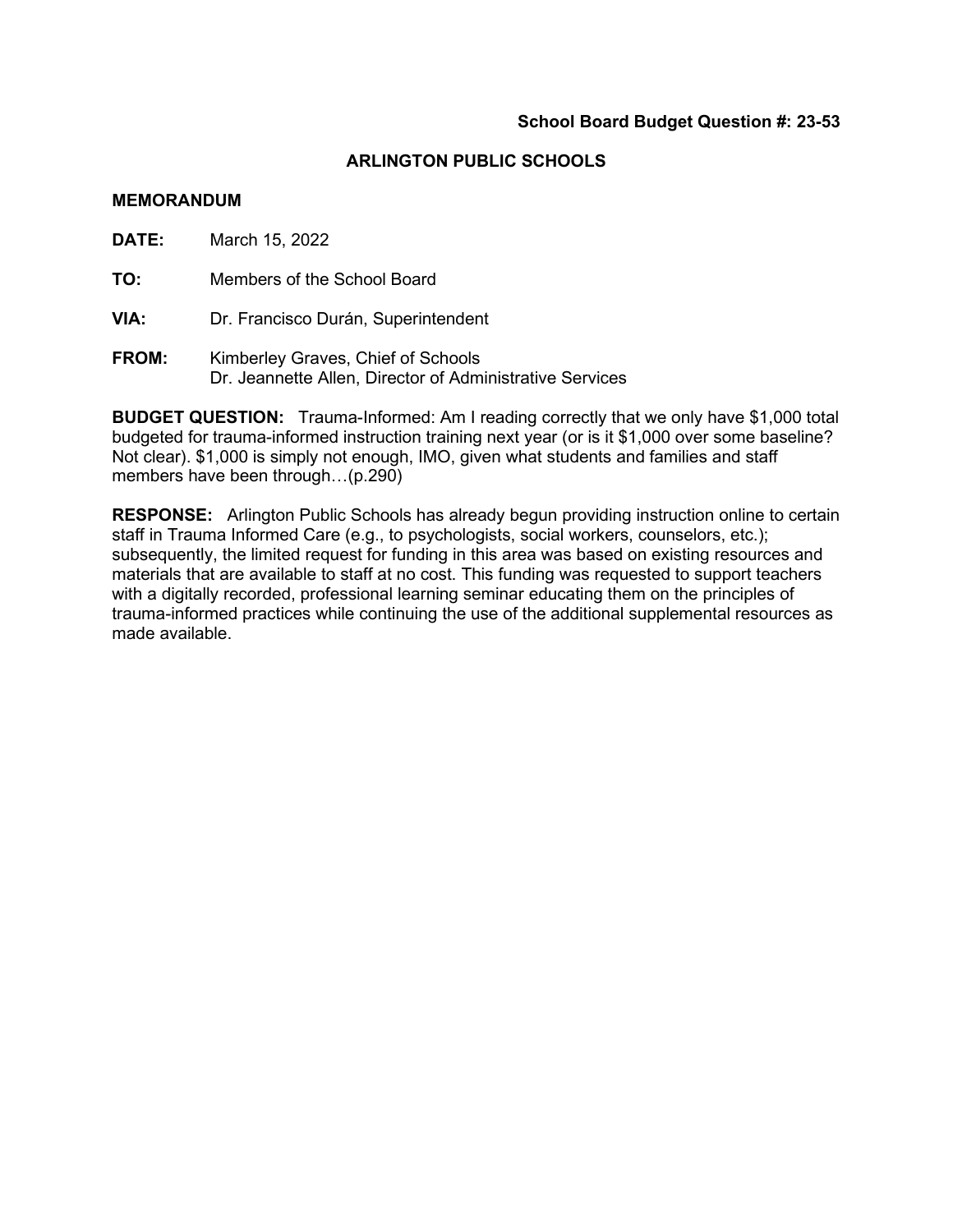**School Board Budget Question #: 23-53**

## ARLINGTON PUBLIC SCHOOLS

**MEMORANDUM**

**DATE:** March 15, 2022

**TO:** Members of the School Board

**VIA:** Dr. Francisco Durán, Superintendent

**FROM:** Kimberley Graves, Chief of Schools
Dr. Jeannette Allen, Director of Administrative Services

**BUDGET QUESTION:** Trauma-Informed: Am I reading correctly that we only have $1,000 total budgeted for trauma-informed instruction training next year (or is it $1,000 over some baseline? Not clear). $1,000 is simply not enough, IMO, given what students and families and staff members have been through…(p.290)

**RESPONSE:** Arlington Public Schools has already begun providing instruction online to certain staff in Trauma Informed Care (e.g., to psychologists, social workers, counselors, etc.); subsequently, the limited request for funding in this area was based on existing resources and materials that are available to staff at no cost. This funding was requested to support teachers with a digitally recorded, professional learning seminar educating them on the principles of trauma-informed practices while continuing the use of the additional supplemental resources as made available.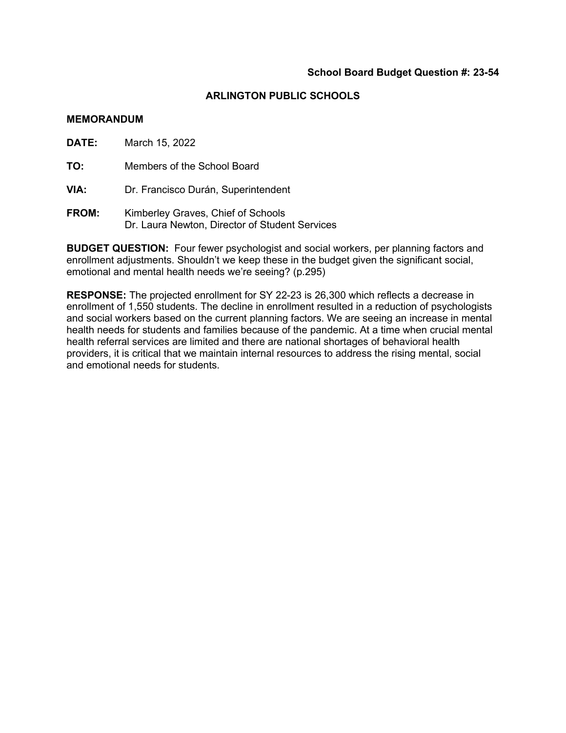**School Board Budget Question #: 23-54**

**ARLINGTON PUBLIC SCHOOLS**

**MEMORANDUM**

**DATE:** March 15, 2022

**TO:** Members of the School Board

**VIA:** Dr. Francisco Durán, Superintendent

**FROM:** Kimberley Graves, Chief of Schools
Dr. Laura Newton, Director of Student Services

**BUDGET QUESTION:** Four fewer psychologist and social workers, per planning factors and enrollment adjustments. Shouldn't we keep these in the budget given the significant social, emotional and mental health needs we're seeing? (p.295)

**RESPONSE:** The projected enrollment for SY 22-23 is 26,300 which reflects a decrease in enrollment of 1,550 students. The decline in enrollment resulted in a reduction of psychologists and social workers based on the current planning factors. We are seeing an increase in mental health needs for students and families because of the pandemic. At a time when crucial mental health referral services are limited and there are national shortages of behavioral health providers, it is critical that we maintain internal resources to address the rising mental, social and emotional needs for students.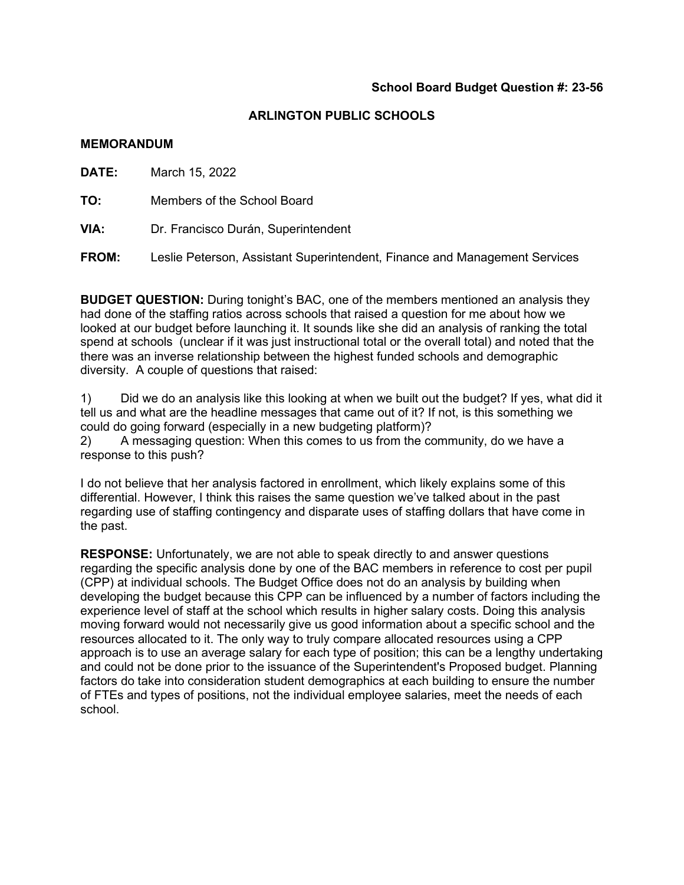**School Board Budget Question #: 23-56**

**ARLINGTON PUBLIC SCHOOLS**

**MEMORANDUM**

**DATE:** March 15, 2022

**TO:** Members of the School Board

**VIA:** Dr. Francisco Durán, Superintendent

**FROM:** Leslie Peterson, Assistant Superintendent, Finance and Management Services

**BUDGET QUESTION:** During tonight's BAC, one of the members mentioned an analysis they had done of the staffing ratios across schools that raised a question for me about how we looked at our budget before launching it. It sounds like she did an analysis of ranking the total spend at schools (unclear if it was just instructional total or the overall total) and noted that the there was an inverse relationship between the highest funded schools and demographic diversity. A couple of questions that raised:

1) Did we do an analysis like this looking at when we built out the budget? If yes, what did it tell us and what are the headline messages that came out of it? If not, is this something we could do going forward (especially in a new budgeting platform)?
2) A messaging question: When this comes to us from the community, do we have a response to this push?

I do not believe that her analysis factored in enrollment, which likely explains some of this differential. However, I think this raises the same question we've talked about in the past regarding use of staffing contingency and disparate uses of staffing dollars that have come in the past.

**RESPONSE:** Unfortunately, we are not able to speak directly to and answer questions regarding the specific analysis done by one of the BAC members in reference to cost per pupil (CPP) at individual schools. The Budget Office does not do an analysis by building when developing the budget because this CPP can be influenced by a number of factors including the experience level of staff at the school which results in higher salary costs. Doing this analysis moving forward would not necessarily give us good information about a specific school and the resources allocated to it. The only way to truly compare allocated resources using a CPP approach is to use an average salary for each type of position; this can be a lengthy undertaking and could not be done prior to the issuance of the Superintendent's Proposed budget. Planning factors do take into consideration student demographics at each building to ensure the number of FTEs and types of positions, not the individual employee salaries, meet the needs of each school.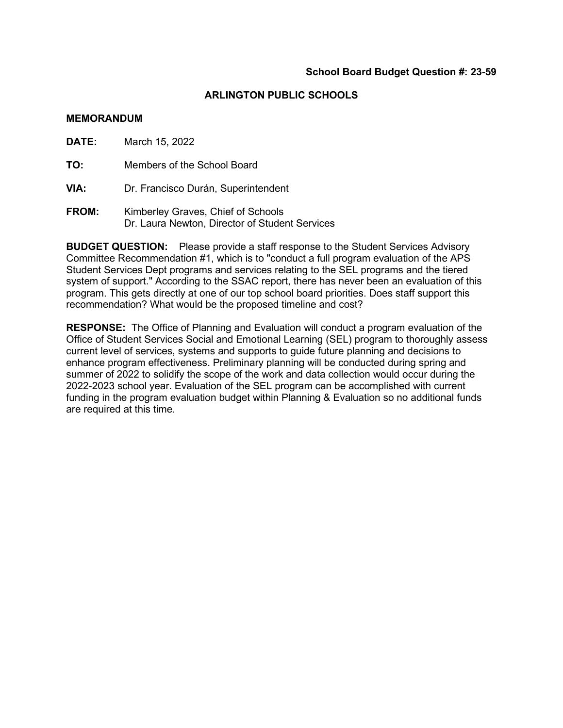**School Board Budget Question #: 23-59**

**ARLINGTON PUBLIC SCHOOLS**

**MEMORANDUM**

**DATE:** March 15, 2022

**TO:** Members of the School Board

**VIA:** Dr. Francisco Durán, Superintendent

**FROM:** Kimberley Graves, Chief of Schools
Dr. Laura Newton, Director of Student Services

**BUDGET QUESTION:** Please provide a staff response to the Student Services Advisory Committee Recommendation #1, which is to "conduct a full program evaluation of the APS Student Services Dept programs and services relating to the SEL programs and the tiered system of support." According to the SSAC report, there has never been an evaluation of this program. This gets directly at one of our top school board priorities. Does staff support this recommendation? What would be the proposed timeline and cost?

**RESPONSE:** The Office of Planning and Evaluation will conduct a program evaluation of the Office of Student Services Social and Emotional Learning (SEL) program to thoroughly assess current level of services, systems and supports to guide future planning and decisions to enhance program effectiveness. Preliminary planning will be conducted during spring and summer of 2022 to solidify the scope of the work and data collection would occur during the 2022-2023 school year. Evaluation of the SEL program can be accomplished with current funding in the program evaluation budget within Planning & Evaluation so no additional funds are required at this time.